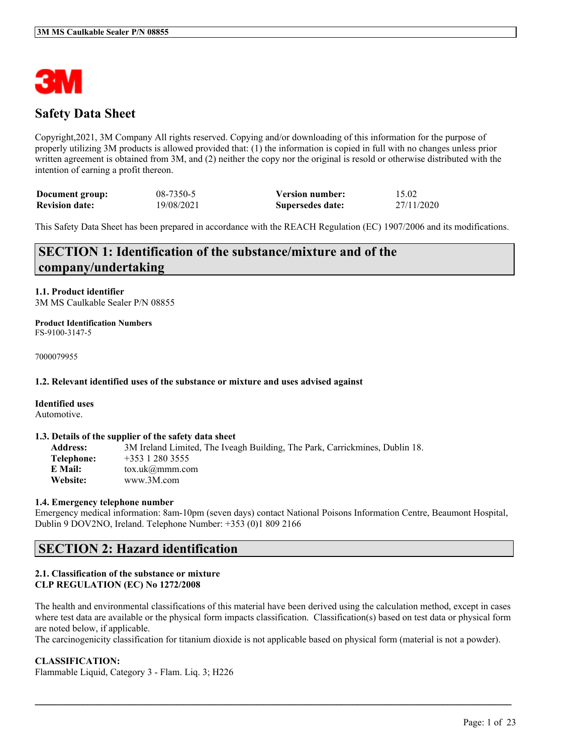# Safety Data Sheet

Copyright,2021, 3M Company All rights reserved. Copying and/or downloading of this information for the purpose of properly utilizing 3M products is allowed provided that: (1) the information is copied in full with no changes unless prior written agreement is obtained from 3M, and (2) neither the copy nor the original is resold or otherwise distributed with the intention of earning a profit thereon.

| | | | |
|---|---|---|---|
| **Document group:** | 08-7350-5 | **Version number:** | 15.02 |
| **Revision date:** | 19/08/2021 | **Supersedes date:** | 27/11/2020 |

This Safety Data Sheet has been prepared in accordance with the REACH Regulation (EC) 1907/2006 and its modifications.

## SECTION 1: Identification of the substance/mixture and of the company/undertaking

### 1.1. Product identifier

3M MS Caulkable Sealer P/N 08855

**Product Identification Numbers**

FS-9100-3147-5

7000079955

### 1.2. Relevant identified uses of the substance or mixture and uses advised against

**Identified uses**

Automotive.

### 1.3. Details of the supplier of the safety data sheet

| | |
|---|---|
| **Address:** | 3M Ireland Limited, The Iveagh Building, The Park, Carrickmines, Dublin 18. |
| **Telephone:** | +353 1 280 3555 |
| **E Mail:** | tox.uk@mmm.com |
| **Website:** | www.3M.com |

### 1.4. Emergency telephone number

Emergency medical information: 8am-10pm (seven days) contact National Poisons Information Centre, Beaumont Hospital, Dublin 9 DOV2NO, Ireland. Telephone Number: +353 (0)1 809 2166

## SECTION 2: Hazard identification

### 2.1. Classification of the substance or mixture

**CLP REGULATION (EC) No 1272/2008**

The health and environmental classifications of this material have been derived using the calculation method, except in cases where test data are available or the physical form impacts classification. Classification(s) based on test data or physical form are noted below, if applicable.

The carcinogenicity classification for titanium dioxide is not applicable based on physical form (material is not a powder).

**CLASSIFICATION:**

Flammable Liquid, Category 3 - Flam. Liq. 3; H226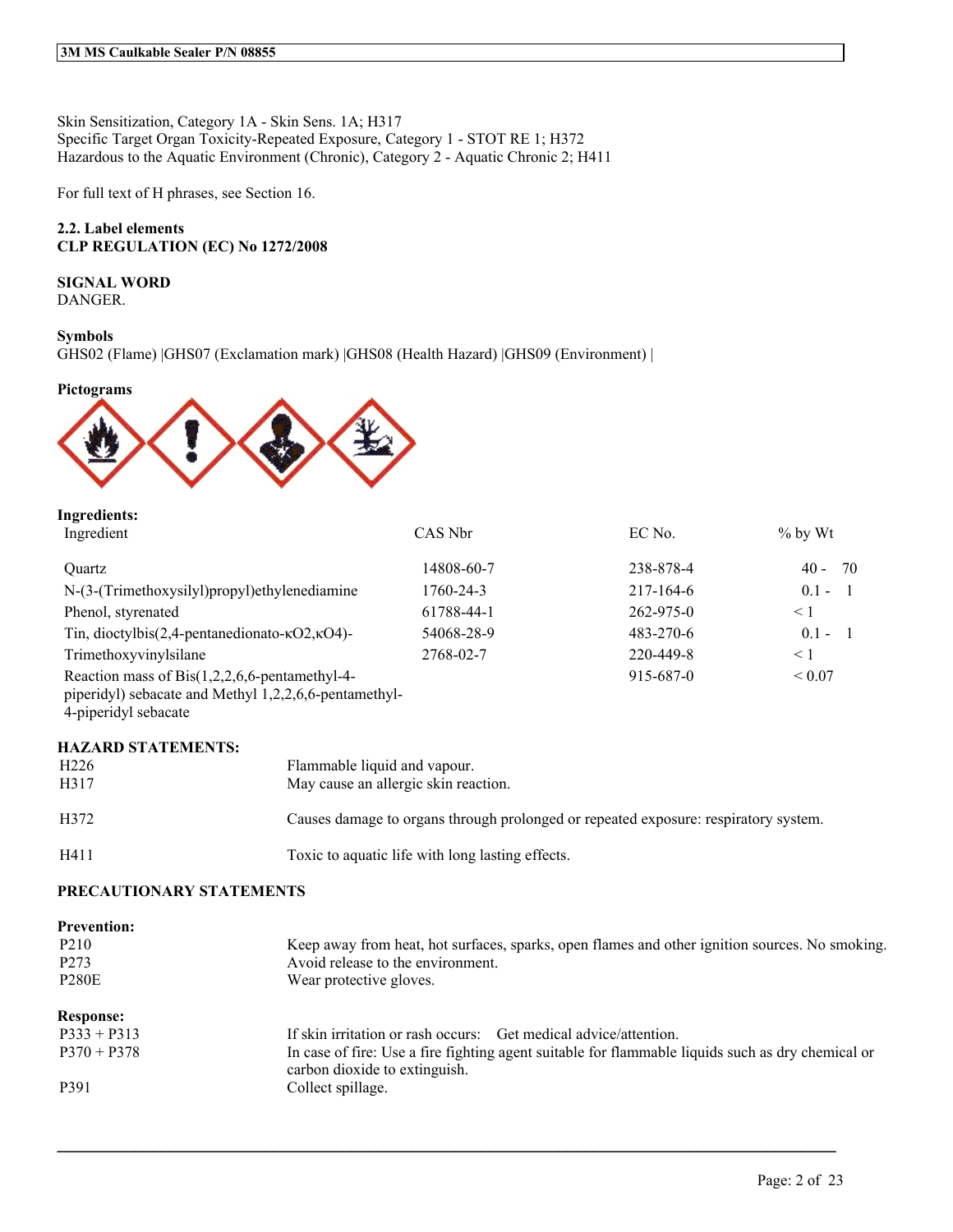Skin Sensitization, Category 1A - Skin Sens. 1A; H317
Specific Target Organ Toxicity-Repeated Exposure, Category 1 - STOT RE 1; H372
Hazardous to the Aquatic Environment (Chronic), Category 2 - Aquatic Chronic 2; H411

For full text of H phrases, see Section 16.

**2.2. Label elements**
**CLP REGULATION (EC) No 1272/2008**

**SIGNAL WORD**
DANGER.

**Symbols**
GHS02 (Flame) |GHS07 (Exclamation mark) |GHS08 (Health Hazard) |GHS09 (Environment) |

**Pictograms**

**Ingredients:**

| Ingredient | CAS Nbr | EC No. | % by Wt |
|---|---|---|---|
| Quartz | 14808-60-7 | 238-878-4 | 40 - 70 |
| N-(3-(Trimethoxysilyl)propyl)ethylenediamine | 1760-24-3 | 217-164-6 | 0.1 - 1 |
| Phenol, styrenated | 61788-44-1 | 262-975-0 | < 1 |
| Tin, dioctylbis(2,4-pentanedionato-κO2,κO4)- | 54068-28-9 | 483-270-6 | 0.1 - 1 |
| Trimethoxyvinylsilane | 2768-02-7 | 220-449-8 | < 1 |
| Reaction mass of Bis(1,2,2,6,6-pentamethyl-4-piperidyl) sebacate and Methyl 1,2,2,6,6-pentamethyl-4-piperidyl sebacate | | 915-687-0 | < 0.07 |

**HAZARD STATEMENTS:**

| | |
|---|---|
| H226 | Flammable liquid and vapour. |
| H317 | May cause an allergic skin reaction. |
| H372 | Causes damage to organs through prolonged or repeated exposure: respiratory system. |
| H411 | Toxic to aquatic life with long lasting effects. |

**PRECAUTIONARY STATEMENTS**

**Prevention:**

| | |
|---|---|
| P210 | Keep away from heat, hot surfaces, sparks, open flames and other ignition sources. No smoking. |
| P273 | Avoid release to the environment. |
| P280E | Wear protective gloves. |

**Response:**

| | |
|---|---|
| P333 + P313 | If skin irritation or rash occurs: Get medical advice/attention. |
| P370 + P378 | In case of fire: Use a fire fighting agent suitable for flammable liquids such as dry chemical or carbon dioxide to extinguish. |
| P391 | Collect spillage. |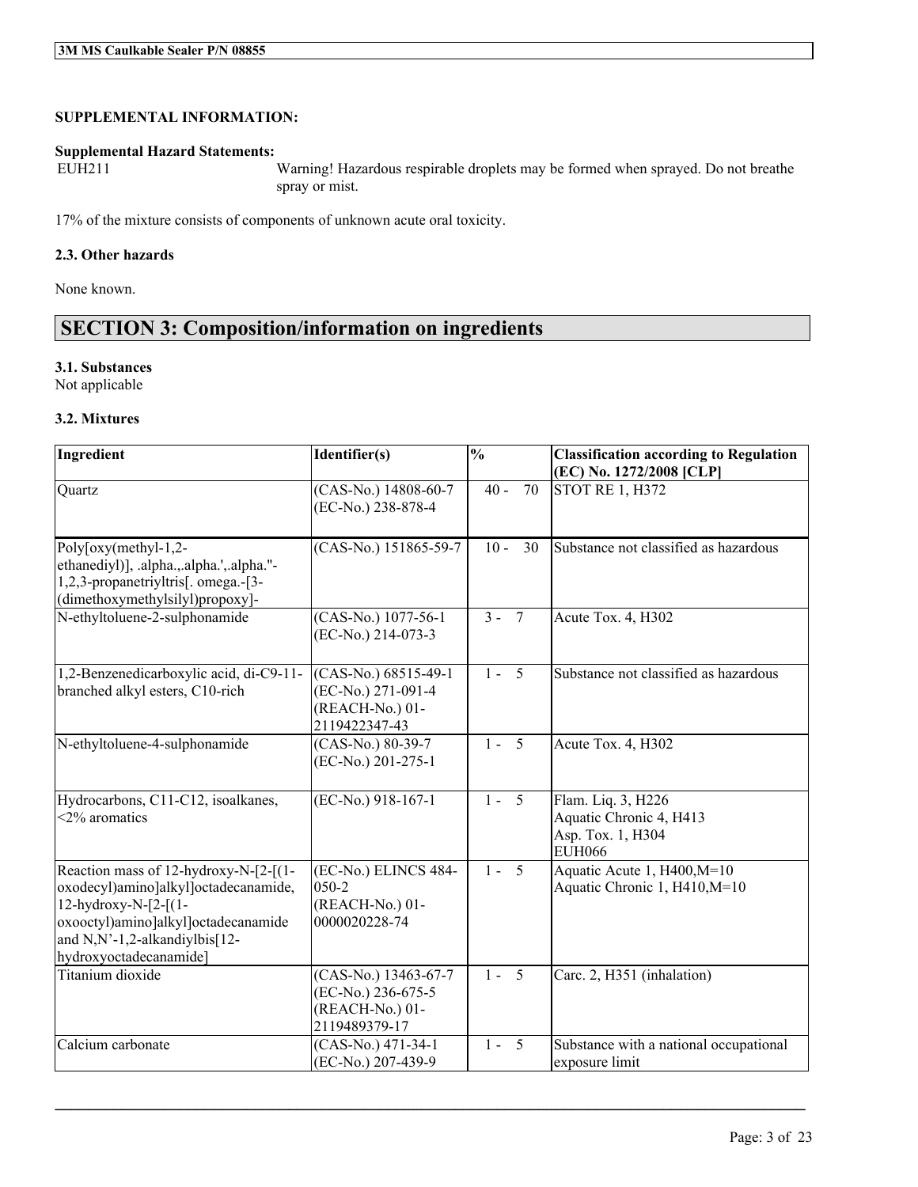**SUPPLEMENTAL INFORMATION:**

**Supplemental Hazard Statements:**

EUH211 Warning! Hazardous respirable droplets may be formed when sprayed. Do not breathe spray or mist.

17% of the mixture consists of components of unknown acute oral toxicity.

### 2.3. Other hazards

None known.

## SECTION 3: Composition/information on ingredients

### 3.1. Substances

Not applicable

### 3.2. Mixtures

| Ingredient | Identifier(s) | % | Classification according to Regulation (EC) No. 1272/2008 [CLP] |
|---|---|---|---|
| Quartz | (CAS-No.) 14808-60-7<br>(EC-No.) 238-878-4 | 40 - 70 | STOT RE 1, H372 |
| Poly[oxy(methyl-1,2-ethanediyl)], .alpha.,.alpha.',.alpha."-1,2,3-propanetriyltris[. omega.-[3-(dimethoxymethylsilyl)propoxy]- | (CAS-No.) 151865-59-7 | 10 - 30 | Substance not classified as hazardous |
| N-ethyltoluene-2-sulphonamide | (CAS-No.) 1077-56-1<br>(EC-No.) 214-073-3 | 3 - 7 | Acute Tox. 4, H302 |
| 1,2-Benzenedicarboxylic acid, di-C9-11-branched alkyl esters, C10-rich | (CAS-No.) 68515-49-1<br>(EC-No.) 271-091-4<br>(REACH-No.) 01-2119422347-43 | 1 - 5 | Substance not classified as hazardous |
| N-ethyltoluene-4-sulphonamide | (CAS-No.) 80-39-7<br>(EC-No.) 201-275-1 | 1 - 5 | Acute Tox. 4, H302 |
| Hydrocarbons, C11-C12, isoalkanes, <2% aromatics | (EC-No.) 918-167-1 | 1 - 5 | Flam. Liq. 3, H226<br>Aquatic Chronic 4, H413<br>Asp. Tox. 1, H304<br>EUH066 |
| Reaction mass of 12-hydroxy-N-[2-[(1-oxodecyl)amino]alkyl]octadecanamide, 12-hydroxy-N-[2-[(1-oxooctyl)amino]alkyl]octadecanamide and N,N'-1,2-alkandiylbis[12-hydroxyoctadecanamide] | (EC-No.) ELINCS 484-050-2<br>(REACH-No.) 01-0000020228-74 | 1 - 5 | Aquatic Acute 1, H400,M=10<br>Aquatic Chronic 1, H410,M=10 |
| Titanium dioxide | (CAS-No.) 13463-67-7<br>(EC-No.) 236-675-5<br>(REACH-No.) 01-2119489379-17 | 1 - 5 | Carc. 2, H351 (inhalation) |
| Calcium carbonate | (CAS-No.) 471-34-1<br>(EC-No.) 207-439-9 | 1 - 5 | Substance with a national occupational exposure limit |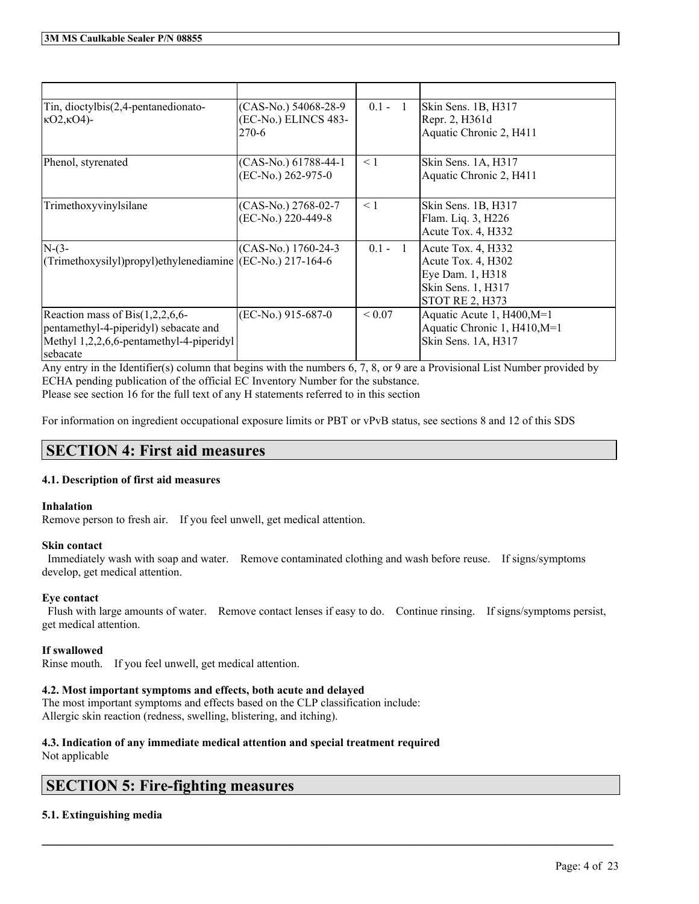| | | | |
|---|---|---|---|
| Tin, dioctylbis(2,4-pentanedionato-κO2,κO4)- | (CAS-No.) 54068-28-9 (EC-No.) ELINCS 483-270-6 | 0.1 - 1 | Skin Sens. 1B, H317<br>Repr. 2, H361d<br>Aquatic Chronic 2, H411 |
| Phenol, styrenated | (CAS-No.) 61788-44-1 (EC-No.) 262-975-0 | < 1 | Skin Sens. 1A, H317<br>Aquatic Chronic 2, H411 |
| Trimethoxyvinylsilane | (CAS-No.) 2768-02-7 (EC-No.) 220-449-8 | < 1 | Skin Sens. 1B, H317<br>Flam. Liq. 3, H226<br>Acute Tox. 4, H332 |
| N-(3-(Trimethoxysilyl)propyl)ethylenediamine | (CAS-No.) 1760-24-3 (EC-No.) 217-164-6 | 0.1 - 1 | Acute Tox. 4, H332<br>Acute Tox. 4, H302<br>Eye Dam. 1, H318<br>Skin Sens. 1, H317<br>STOT RE 2, H373 |
| Reaction mass of Bis(1,2,2,6,6-pentamethyl-4-piperidyl) sebacate and Methyl 1,2,2,6,6-pentamethyl-4-piperidyl sebacate | (EC-No.) 915-687-0 | < 0.07 | Aquatic Acute 1, H400,M=1<br>Aquatic Chronic 1, H410,M=1<br>Skin Sens. 1A, H317 |

Any entry in the Identifier(s) column that begins with the numbers 6, 7, 8, or 9 are a Provisional List Number provided by ECHA pending publication of the official EC Inventory Number for the substance.
Please see section 16 for the full text of any H statements referred to in this section

For information on ingredient occupational exposure limits or PBT or vPvB status, see sections 8 and 12 of this SDS

## SECTION 4: First aid measures

### 4.1. Description of first aid measures

**Inhalation**
Remove person to fresh air. If you feel unwell, get medical attention.

**Skin contact**
Immediately wash with soap and water. Remove contaminated clothing and wash before reuse. If signs/symptoms develop, get medical attention.

**Eye contact**
Flush with large amounts of water. Remove contact lenses if easy to do. Continue rinsing. If signs/symptoms persist, get medical attention.

**If swallowed**
Rinse mouth. If you feel unwell, get medical attention.

### 4.2. Most important symptoms and effects, both acute and delayed

The most important symptoms and effects based on the CLP classification include:
Allergic skin reaction (redness, swelling, blistering, and itching).

### 4.3. Indication of any immediate medical attention and special treatment required

Not applicable

## SECTION 5: Fire-fighting measures

### 5.1. Extinguishing media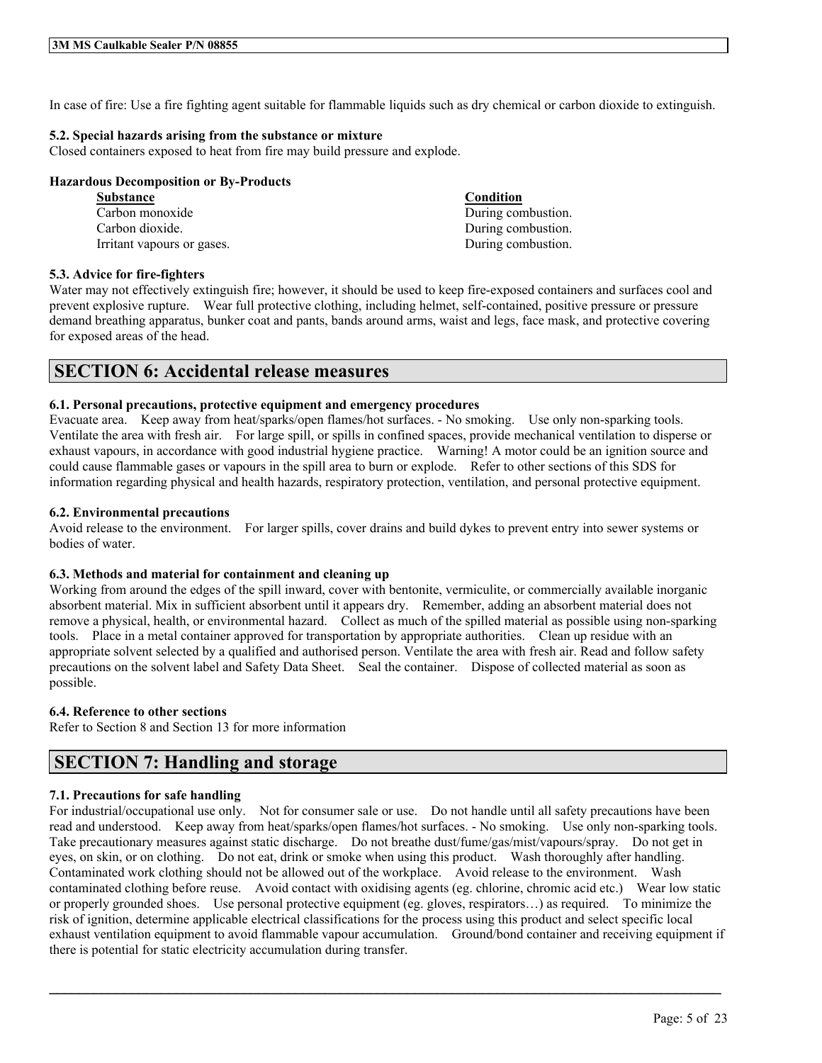In case of fire: Use a fire fighting agent suitable for flammable liquids such as dry chemical or carbon dioxide to extinguish.

### 5.2. Special hazards arising from the substance or mixture

Closed containers exposed to heat from fire may build pressure and explode.

**Hazardous Decomposition or By-Products**

| Substance | Condition |
|---|---|
| Carbon monoxide | During combustion. |
| Carbon dioxide. | During combustion. |
| Irritant vapours or gases. | During combustion. |

### 5.3. Advice for fire-fighters

Water may not effectively extinguish fire; however, it should be used to keep fire-exposed containers and surfaces cool and prevent explosive rupture. Wear full protective clothing, including helmet, self-contained, positive pressure or pressure demand breathing apparatus, bunker coat and pants, bands around arms, waist and legs, face mask, and protective covering for exposed areas of the head.

## SECTION 6: Accidental release measures

### 6.1. Personal precautions, protective equipment and emergency procedures

Evacuate area. Keep away from heat/sparks/open flames/hot surfaces. - No smoking. Use only non-sparking tools. Ventilate the area with fresh air. For large spill, or spills in confined spaces, provide mechanical ventilation to disperse or exhaust vapours, in accordance with good industrial hygiene practice. Warning! A motor could be an ignition source and could cause flammable gases or vapours in the spill area to burn or explode. Refer to other sections of this SDS for information regarding physical and health hazards, respiratory protection, ventilation, and personal protective equipment.

### 6.2. Environmental precautions

Avoid release to the environment. For larger spills, cover drains and build dykes to prevent entry into sewer systems or bodies of water.

### 6.3. Methods and material for containment and cleaning up

Working from around the edges of the spill inward, cover with bentonite, vermiculite, or commercially available inorganic absorbent material. Mix in sufficient absorbent until it appears dry. Remember, adding an absorbent material does not remove a physical, health, or environmental hazard. Collect as much of the spilled material as possible using non-sparking tools. Place in a metal container approved for transportation by appropriate authorities. Clean up residue with an appropriate solvent selected by a qualified and authorised person. Ventilate the area with fresh air. Read and follow safety precautions on the solvent label and Safety Data Sheet. Seal the container. Dispose of collected material as soon as possible.

### 6.4. Reference to other sections

Refer to Section 8 and Section 13 for more information

## SECTION 7: Handling and storage

### 7.1. Precautions for safe handling

For industrial/occupational use only. Not for consumer sale or use. Do not handle until all safety precautions have been read and understood. Keep away from heat/sparks/open flames/hot surfaces. - No smoking. Use only non-sparking tools. Take precautionary measures against static discharge. Do not breathe dust/fume/gas/mist/vapours/spray. Do not get in eyes, on skin, or on clothing. Do not eat, drink or smoke when using this product. Wash thoroughly after handling. Contaminated work clothing should not be allowed out of the workplace. Avoid release to the environment. Wash contaminated clothing before reuse. Avoid contact with oxidising agents (eg. chlorine, chromic acid etc.) Wear low static or properly grounded shoes. Use personal protective equipment (eg. gloves, respirators…) as required. To minimize the risk of ignition, determine applicable electrical classifications for the process using this product and select specific local exhaust ventilation equipment to avoid flammable vapour accumulation. Ground/bond container and receiving equipment if there is potential for static electricity accumulation during transfer.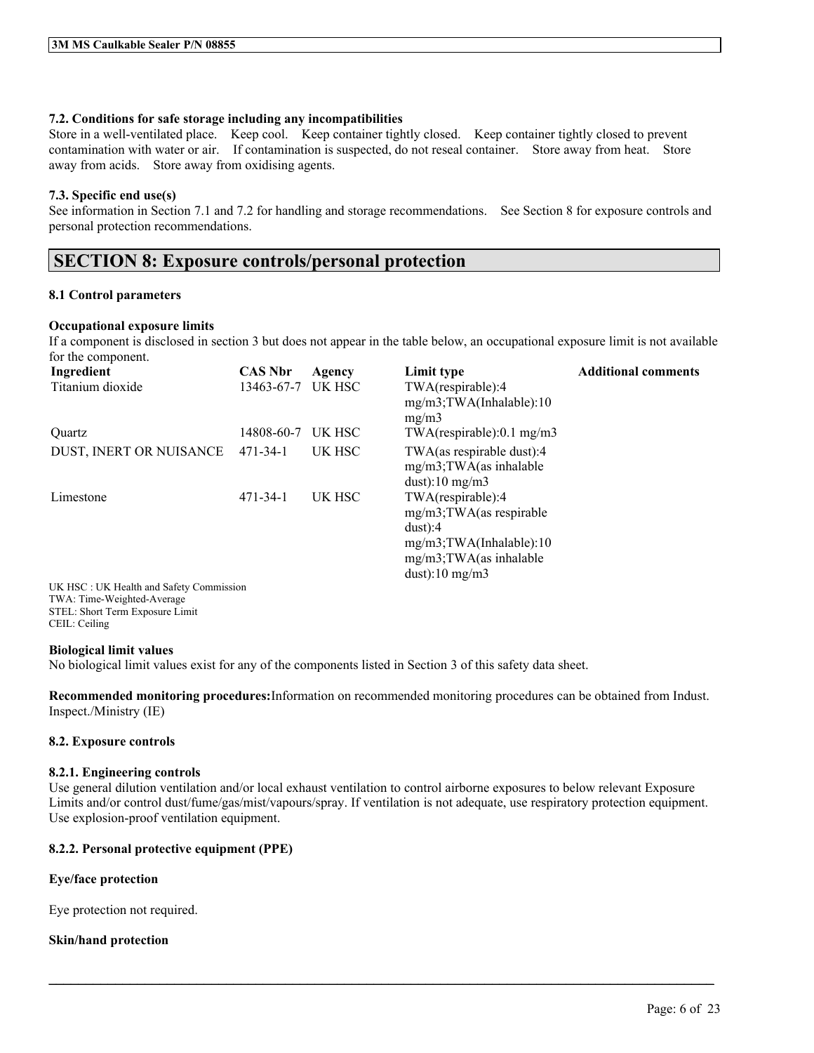#### 7.2. Conditions for safe storage including any incompatibilities

Store in a well-ventilated place. Keep cool. Keep container tightly closed. Keep container tightly closed to prevent contamination with water or air. If contamination is suspected, do not reseal container. Store away from heat. Store away from acids. Store away from oxidising agents.

#### 7.3. Specific end use(s)

See information in Section 7.1 and 7.2 for handling and storage recommendations. See Section 8 for exposure controls and personal protection recommendations.

## SECTION 8: Exposure controls/personal protection

#### 8.1 Control parameters

**Occupational exposure limits**

If a component is disclosed in section 3 but does not appear in the table below, an occupational exposure limit is not available for the component.

| Ingredient | CAS Nbr | Agency | Limit type | Additional comments |
|---|---|---|---|---|
| Titanium dioxide | 13463-67-7 | UK HSC | TWA(respirable):4 mg/m3;TWA(Inhalable):10 mg/m3 | |
| Quartz | 14808-60-7 | UK HSC | TWA(respirable):0.1 mg/m3 | |
| DUST, INERT OR NUISANCE | 471-34-1 | UK HSC | TWA(as respirable dust):4 mg/m3;TWA(as inhalable dust):10 mg/m3 | |
| Limestone | 471-34-1 | UK HSC | TWA(respirable):4 mg/m3;TWA(as respirable dust):4 mg/m3;TWA(Inhalable):10 mg/m3;TWA(as inhalable dust):10 mg/m3 | |

UK HSC : UK Health and Safety Commission
TWA: Time-Weighted-Average
STEL: Short Term Exposure Limit
CEIL: Ceiling

**Biological limit values**

No biological limit values exist for any of the components listed in Section 3 of this safety data sheet.

**Recommended monitoring procedures:** Information on recommended monitoring procedures can be obtained from Indust. Inspect./Ministry (IE)

#### 8.2. Exposure controls

#### 8.2.1. Engineering controls

Use general dilution ventilation and/or local exhaust ventilation to control airborne exposures to below relevant Exposure Limits and/or control dust/fume/gas/mist/vapours/spray. If ventilation is not adequate, use respiratory protection equipment. Use explosion-proof ventilation equipment.

#### 8.2.2. Personal protective equipment (PPE)

**Eye/face protection**

Eye protection not required.

**Skin/hand protection**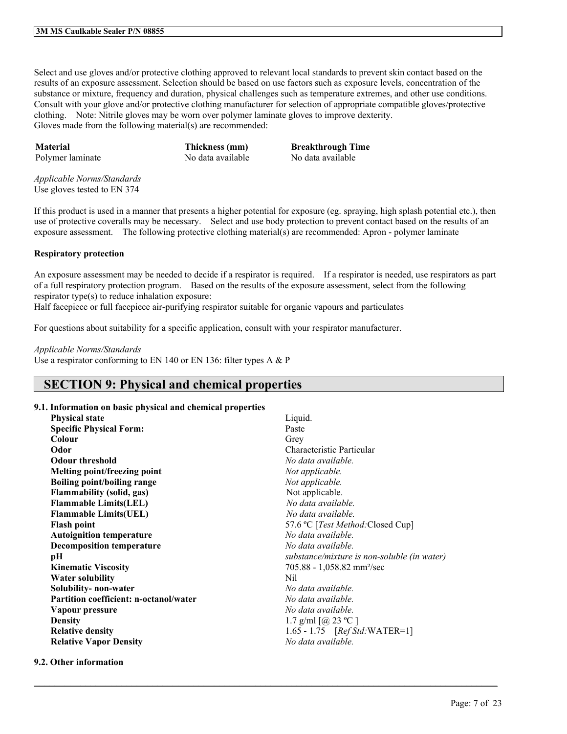Select and use gloves and/or protective clothing approved to relevant local standards to prevent skin contact based on the results of an exposure assessment. Selection should be based on use factors such as exposure levels, concentration of the substance or mixture, frequency and duration, physical challenges such as temperature extremes, and other use conditions. Consult with your glove and/or protective clothing manufacturer for selection of appropriate compatible gloves/protective clothing. Note: Nitrile gloves may be worn over polymer laminate gloves to improve dexterity.
Gloves made from the following material(s) are recommended:

| Material | Thickness (mm) | Breakthrough Time |
|---|---|---|
| Polymer laminate | No data available | No data available |

*Applicable Norms/Standards*
Use gloves tested to EN 374

If this product is used in a manner that presents a higher potential for exposure (eg. spraying, high splash potential etc.), then use of protective coveralls may be necessary. Select and use body protection to prevent contact based on the results of an exposure assessment. The following protective clothing material(s) are recommended: Apron - polymer laminate

**Respiratory protection**

An exposure assessment may be needed to decide if a respirator is required. If a respirator is needed, use respirators as part of a full respiratory protection program. Based on the results of the exposure assessment, select from the following respirator type(s) to reduce inhalation exposure:
Half facepiece or full facepiece air-purifying respirator suitable for organic vapours and particulates

For questions about suitability for a specific application, consult with your respirator manufacturer.

*Applicable Norms/Standards*
Use a respirator conforming to EN 140 or EN 136: filter types A & P

## SECTION 9: Physical and chemical properties

### 9.1. Information on basic physical and chemical properties

| | |
|---|---|
| **Physical state** | Liquid. |
| **Specific Physical Form:** | Paste |
| **Colour** | Grey |
| **Odor** | Characteristic Particular |
| **Odour threshold** | *No data available.* |
| **Melting point/freezing point** | *Not applicable.* |
| **Boiling point/boiling range** | *Not applicable.* |
| **Flammability (solid, gas)** | Not applicable. |
| **Flammable Limits(LEL)** | *No data available.* |
| **Flammable Limits(UEL)** | *No data available.* |
| **Flash point** | 57.6 ºC [*Test Method:*Closed Cup] |
| **Autoignition temperature** | *No data available.* |
| **Decomposition temperature** | *No data available.* |
| **pH** | *substance/mixture is non-soluble (in water)* |
| **Kinematic Viscosity** | 705.88 - 1,058.82 mm²/sec |
| **Water solubility** | Nil |
| **Solubility- non-water** | *No data available.* |
| **Partition coefficient: n-octanol/water** | *No data available.* |
| **Vapour pressure** | *No data available.* |
| **Density** | 1.7 g/ml [@ 23 ºC ] |
| **Relative density** | 1.65 - 1.75 [*Ref Std:*WATER=1] |
| **Relative Vapor Density** | *No data available.* |

### 9.2. Other information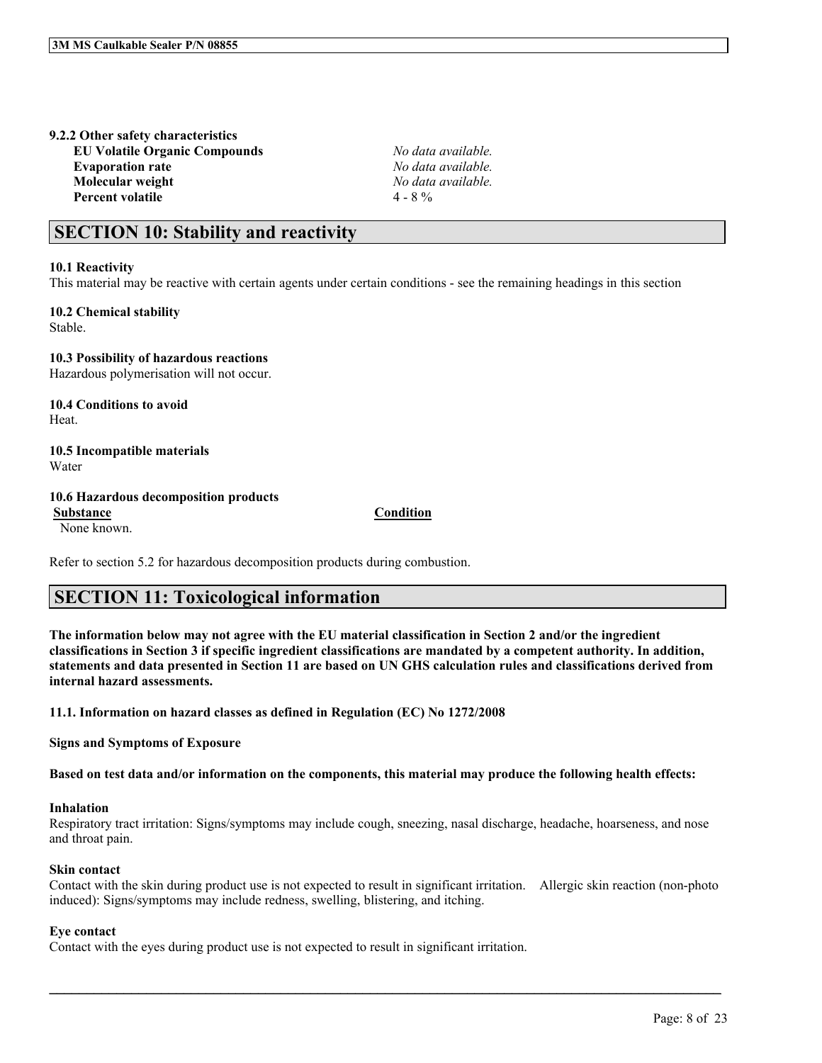**9.2.2 Other safety characteristics**

| | |
|---|---|
| **EU Volatile Organic Compounds** | *No data available.* |
| **Evaporation rate** | *No data available.* |
| **Molecular weight** | *No data available.* |
| **Percent volatile** | 4 - 8 % |

## SECTION 10: Stability and reactivity

**10.1 Reactivity**

This material may be reactive with certain agents under certain conditions - see the remaining headings in this section

**10.2 Chemical stability**

Stable.

**10.3 Possibility of hazardous reactions**

Hazardous polymerisation will not occur.

**10.4 Conditions to avoid**

Heat.

**10.5 Incompatible materials**

Water

**10.6 Hazardous decomposition products**

| Substance | Condition |
|---|---|
| None known. | |

Refer to section 5.2 for hazardous decomposition products during combustion.

## SECTION 11: Toxicological information

**The information below may not agree with the EU material classification in Section 2 and/or the ingredient classifications in Section 3 if specific ingredient classifications are mandated by a competent authority. In addition, statements and data presented in Section 11 are based on UN GHS calculation rules and classifications derived from internal hazard assessments.**

**11.1. Information on hazard classes as defined in Regulation (EC) No 1272/2008**

**Signs and Symptoms of Exposure**

**Based on test data and/or information on the components, this material may produce the following health effects:**

**Inhalation**

Respiratory tract irritation: Signs/symptoms may include cough, sneezing, nasal discharge, headache, hoarseness, and nose and throat pain.

**Skin contact**

Contact with the skin during product use is not expected to result in significant irritation. Allergic skin reaction (non-photo induced): Signs/symptoms may include redness, swelling, blistering, and itching.

**Eye contact**

Contact with the eyes during product use is not expected to result in significant irritation.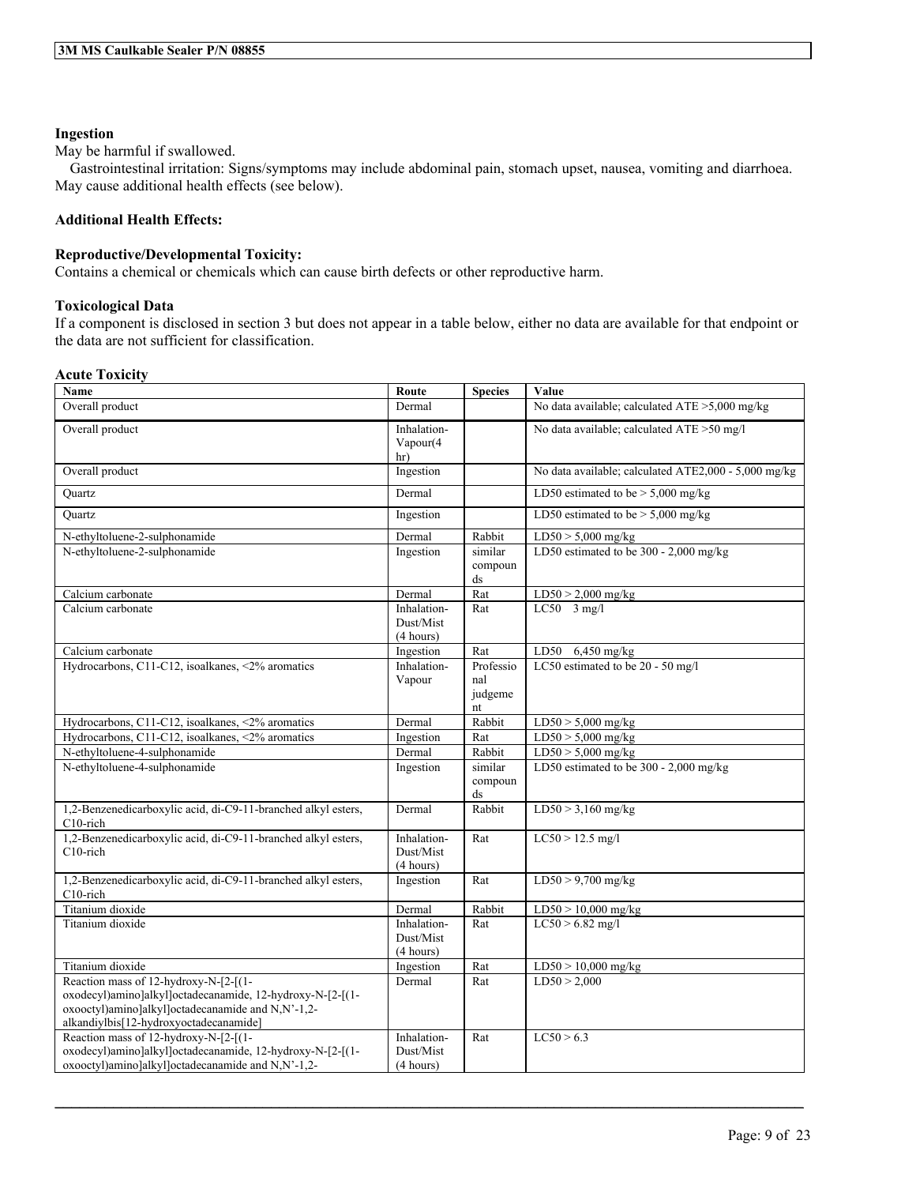**Ingestion**

May be harmful if swallowed.

Gastrointestinal irritation: Signs/symptoms may include abdominal pain, stomach upset, nausea, vomiting and diarrhoea. May cause additional health effects (see below).

**Additional Health Effects:**

**Reproductive/Developmental Toxicity:**

Contains a chemical or chemicals which can cause birth defects or other reproductive harm.

**Toxicological Data**

If a component is disclosed in section 3 but does not appear in a table below, either no data are available for that endpoint or the data are not sufficient for classification.

**Acute Toxicity**

| Name | Route | Species | Value |
|---|---|---|---|
| Overall product | Dermal | | No data available; calculated ATE >5,000 mg/kg |
| Overall product | Inhalation-Vapour(4 hr) | | No data available; calculated ATE >50 mg/l |
| Overall product | Ingestion | | No data available; calculated ATE2,000 - 5,000 mg/kg |
| Quartz | Dermal | | LD50 estimated to be > 5,000 mg/kg |
| Quartz | Ingestion | | LD50 estimated to be > 5,000 mg/kg |
| N-ethyltoluene-2-sulphonamide | Dermal | Rabbit | LD50 > 5,000 mg/kg |
| N-ethyltoluene-2-sulphonamide | Ingestion | similar compounds | LD50 estimated to be 300 - 2,000 mg/kg |
| Calcium carbonate | Dermal | Rat | LD50 > 2,000 mg/kg |
| Calcium carbonate | Inhalation-Dust/Mist (4 hours) | Rat | LC50 3 mg/l |
| Calcium carbonate | Ingestion | Rat | LD50 6,450 mg/kg |
| Hydrocarbons, C11-C12, isoalkanes, <2% aromatics | Inhalation-Vapour | Professional judgement | LC50 estimated to be 20 - 50 mg/l |
| Hydrocarbons, C11-C12, isoalkanes, <2% aromatics | Dermal | Rabbit | LD50 > 5,000 mg/kg |
| Hydrocarbons, C11-C12, isoalkanes, <2% aromatics | Ingestion | Rat | LD50 > 5,000 mg/kg |
| N-ethyltoluene-4-sulphonamide | Dermal | Rabbit | LD50 > 5,000 mg/kg |
| N-ethyltoluene-4-sulphonamide | Ingestion | similar compounds | LD50 estimated to be 300 - 2,000 mg/kg |
| 1,2-Benzenedicarboxylic acid, di-C9-11-branched alkyl esters, C10-rich | Dermal | Rabbit | LD50 > 3,160 mg/kg |
| 1,2-Benzenedicarboxylic acid, di-C9-11-branched alkyl esters, C10-rich | Inhalation-Dust/Mist (4 hours) | Rat | LC50 > 12.5 mg/l |
| 1,2-Benzenedicarboxylic acid, di-C9-11-branched alkyl esters, C10-rich | Ingestion | Rat | LD50 > 9,700 mg/kg |
| Titanium dioxide | Dermal | Rabbit | LD50 > 10,000 mg/kg |
| Titanium dioxide | Inhalation-Dust/Mist (4 hours) | Rat | LC50 > 6.82 mg/l |
| Titanium dioxide | Ingestion | Rat | LD50 > 10,000 mg/kg |
| Reaction mass of 12-hydroxy-N-[2-[(1-oxodecyl)amino]alkyl]octadecanamide, 12-hydroxy-N-[2-[(1-oxooctyl)amino]alkyl]octadecanamide and N,N'-1,2-alkandiylbis[12-hydroxyoctadecanamide] | Dermal | Rat | LD50 > 2,000 |
| Reaction mass of 12-hydroxy-N-[2-[(1-oxodecyl)amino]alkyl]octadecanamide, 12-hydroxy-N-[2-[(1-oxooctyl)amino]alkyl]octadecanamide and N,N'-1,2- | Inhalation-Dust/Mist (4 hours) | Rat | LC50 > 6.3 |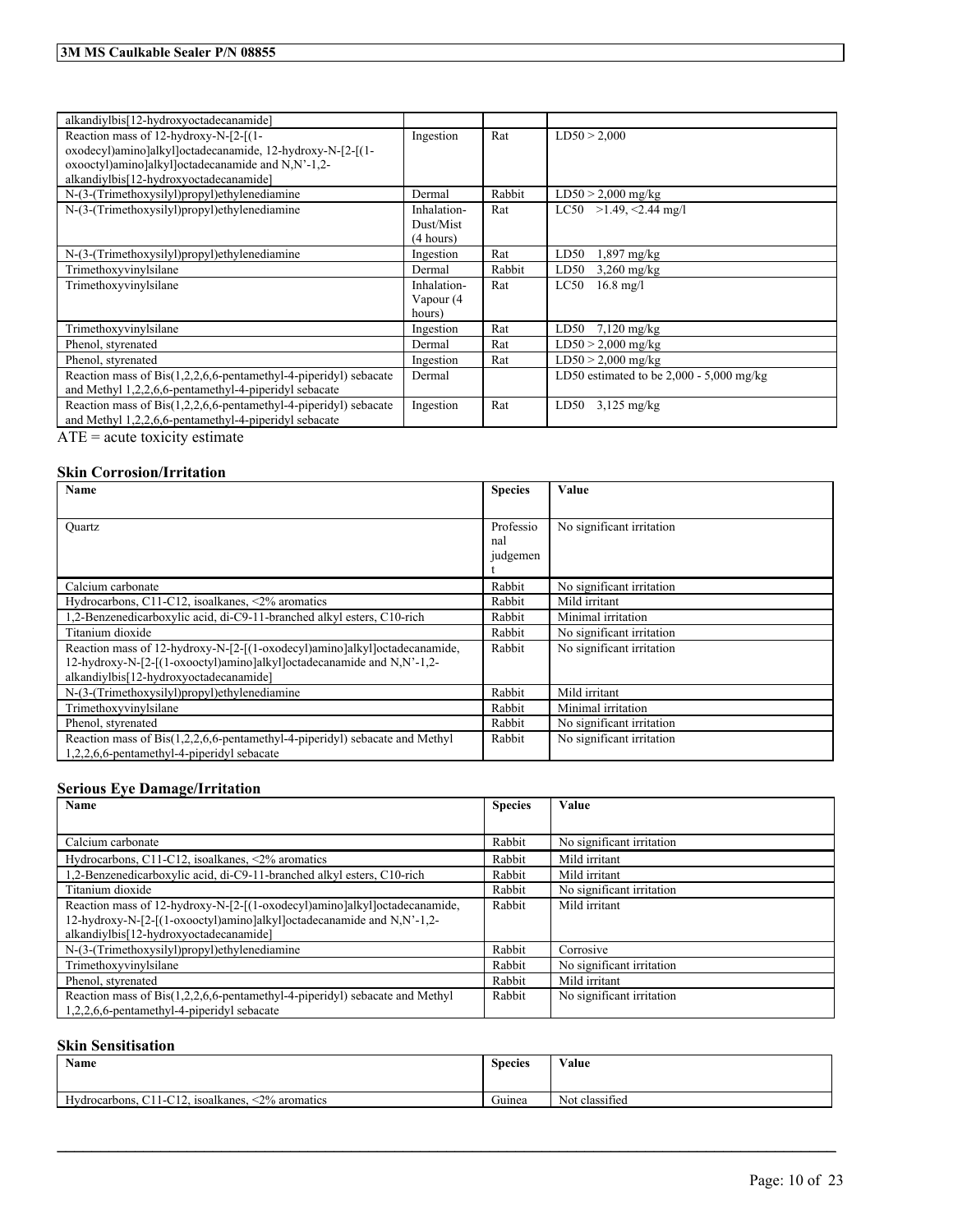| | | | |
|---|---|---|---|
| alkandiylbis[12-hydroxyoctadecanamide] | | | |
| Reaction mass of 12-hydroxy-N-[2-[(1-oxodecyl)amino]alkyl]octadecanamide, 12-hydroxy-N-[2-[(1-oxooctyl)amino]alkyl]octadecanamide and N,N’-1,2-alkandiylbis[12-hydroxyoctadecanamide] | Ingestion | Rat | LD50 > 2,000 |
| N-(3-(Trimethoxysilyl)propyl)ethylenediamine | Dermal | Rabbit | LD50 > 2,000 mg/kg |
| N-(3-(Trimethoxysilyl)propyl)ethylenediamine | Inhalation-Dust/Mist (4 hours) | Rat | LC50 >1.49, <2.44 mg/l |
| N-(3-(Trimethoxysilyl)propyl)ethylenediamine | Ingestion | Rat | LD50 1,897 mg/kg |
| Trimethoxyvinylsilane | Dermal | Rabbit | LD50 3,260 mg/kg |
| Trimethoxyvinylsilane | Inhalation-Vapour (4 hours) | Rat | LC50 16.8 mg/l |
| Trimethoxyvinylsilane | Ingestion | Rat | LD50 7,120 mg/kg |
| Phenol, styrenated | Dermal | Rat | LD50 > 2,000 mg/kg |
| Phenol, styrenated | Ingestion | Rat | LD50 > 2,000 mg/kg |
| Reaction mass of Bis(1,2,2,6,6-pentamethyl-4-piperidyl) sebacate and Methyl 1,2,2,6,6-pentamethyl-4-piperidyl sebacate | Dermal | | LD50 estimated to be 2,000 - 5,000 mg/kg |
| Reaction mass of Bis(1,2,2,6,6-pentamethyl-4-piperidyl) sebacate and Methyl 1,2,2,6,6-pentamethyl-4-piperidyl sebacate | Ingestion | Rat | LD50 3,125 mg/kg |

ATE = acute toxicity estimate

### Skin Corrosion/Irritation

| Name | Species | Value |
|---|---|---|
| Quartz | Professional judgement | No significant irritation |
| Calcium carbonate | Rabbit | No significant irritation |
| Hydrocarbons, C11-C12, isoalkanes, <2% aromatics | Rabbit | Mild irritant |
| 1,2-Benzenedicarboxylic acid, di-C9-11-branched alkyl esters, C10-rich | Rabbit | Minimal irritation |
| Titanium dioxide | Rabbit | No significant irritation |
| Reaction mass of 12-hydroxy-N-[2-[(1-oxodecyl)amino]alkyl]octadecanamide, 12-hydroxy-N-[2-[(1-oxooctyl)amino]alkyl]octadecanamide and N,N’-1,2-alkandiylbis[12-hydroxyoctadecanamide] | Rabbit | No significant irritation |
| N-(3-(Trimethoxysilyl)propyl)ethylenediamine | Rabbit | Mild irritant |
| Trimethoxyvinylsilane | Rabbit | Minimal irritation |
| Phenol, styrenated | Rabbit | No significant irritation |
| Reaction mass of Bis(1,2,2,6,6-pentamethyl-4-piperidyl) sebacate and Methyl 1,2,2,6,6-pentamethyl-4-piperidyl sebacate | Rabbit | No significant irritation |

### Serious Eye Damage/Irritation

| Name | Species | Value |
|---|---|---|
| Calcium carbonate | Rabbit | No significant irritation |
| Hydrocarbons, C11-C12, isoalkanes, <2% aromatics | Rabbit | Mild irritant |
| 1,2-Benzenedicarboxylic acid, di-C9-11-branched alkyl esters, C10-rich | Rabbit | Mild irritant |
| Titanium dioxide | Rabbit | No significant irritation |
| Reaction mass of 12-hydroxy-N-[2-[(1-oxodecyl)amino]alkyl]octadecanamide, 12-hydroxy-N-[2-[(1-oxooctyl)amino]alkyl]octadecanamide and N,N’-1,2-alkandiylbis[12-hydroxyoctadecanamide] | Rabbit | Mild irritant |
| N-(3-(Trimethoxysilyl)propyl)ethylenediamine | Rabbit | Corrosive |
| Trimethoxyvinylsilane | Rabbit | No significant irritation |
| Phenol, styrenated | Rabbit | Mild irritant |
| Reaction mass of Bis(1,2,2,6,6-pentamethyl-4-piperidyl) sebacate and Methyl 1,2,2,6,6-pentamethyl-4-piperidyl sebacate | Rabbit | No significant irritation |

### Skin Sensitisation

| Name | Species | Value |
|---|---|---|
| Hydrocarbons, C11-C12, isoalkanes, <2% aromatics | Guinea | Not classified |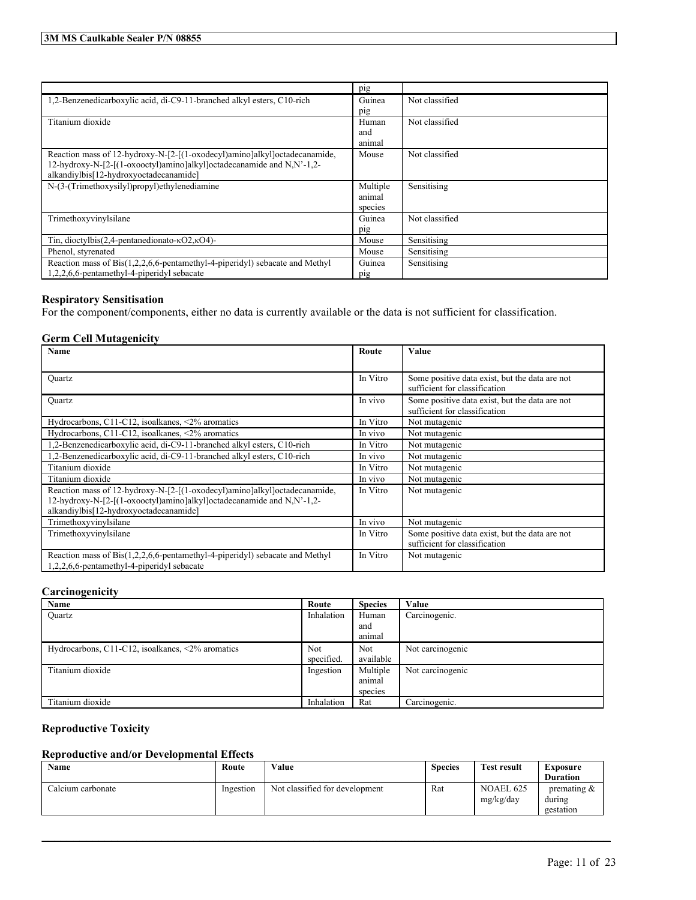| | pig | |
|---|---|---|
| 1,2-Benzenedicarboxylic acid, di-C9-11-branched alkyl esters, C10-rich | Guinea pig | Not classified |
| Titanium dioxide | Human and animal | Not classified |
| Reaction mass of 12-hydroxy-N-[2-[(1-oxodecyl)amino]alkyl]octadecanamide, 12-hydroxy-N-[2-[(1-oxooctyl)amino]alkyl]octadecanamide and N,N'-1,2-alkandiylbis[12-hydroxyoctadecanamide] | Mouse | Not classified |
| N-(3-(Trimethoxysilyl)propyl)ethylenediamine | Multiple animal species | Sensitising |
| Trimethoxyvinylsilane | Guinea pig | Not classified |
| Tin, dioctylbis(2,4-pentanedionato-κO2,κO4)- | Mouse | Sensitising |
| Phenol, styrenated | Mouse | Sensitising |
| Reaction mass of Bis(1,2,2,6,6-pentamethyl-4-piperidyl) sebacate and Methyl 1,2,2,6,6-pentamethyl-4-piperidyl sebacate | Guinea pig | Sensitising |

**Respiratory Sensitisation**

For the component/components, either no data is currently available or the data is not sufficient for classification.

**Germ Cell Mutagenicity**

| Name | Route | Value |
|---|---|---|
| Quartz | In Vitro | Some positive data exist, but the data are not sufficient for classification |
| Quartz | In vivo | Some positive data exist, but the data are not sufficient for classification |
| Hydrocarbons, C11-C12, isoalkanes, <2% aromatics | In Vitro | Not mutagenic |
| Hydrocarbons, C11-C12, isoalkanes, <2% aromatics | In vivo | Not mutagenic |
| 1,2-Benzenedicarboxylic acid, di-C9-11-branched alkyl esters, C10-rich | In Vitro | Not mutagenic |
| 1,2-Benzenedicarboxylic acid, di-C9-11-branched alkyl esters, C10-rich | In vivo | Not mutagenic |
| Titanium dioxide | In Vitro | Not mutagenic |
| Titanium dioxide | In vivo | Not mutagenic |
| Reaction mass of 12-hydroxy-N-[2-[(1-oxodecyl)amino]alkyl]octadecanamide, 12-hydroxy-N-[2-[(1-oxooctyl)amino]alkyl]octadecanamide and N,N'-1,2-alkandiylbis[12-hydroxyoctadecanamide] | In Vitro | Not mutagenic |
| Trimethoxyvinylsilane | In vivo | Not mutagenic |
| Trimethoxyvinylsilane | In Vitro | Some positive data exist, but the data are not sufficient for classification |
| Reaction mass of Bis(1,2,2,6,6-pentamethyl-4-piperidyl) sebacate and Methyl 1,2,2,6,6-pentamethyl-4-piperidyl sebacate | In Vitro | Not mutagenic |

**Carcinogenicity**

| Name | Route | Species | Value |
|---|---|---|---|
| Quartz | Inhalation | Human and animal | Carcinogenic. |
| Hydrocarbons, C11-C12, isoalkanes, <2% aromatics | Not specified. | Not available | Not carcinogenic |
| Titanium dioxide | Ingestion | Multiple animal species | Not carcinogenic |
| Titanium dioxide | Inhalation | Rat | Carcinogenic. |

**Reproductive Toxicity**

**Reproductive and/or Developmental Effects**

| Name | Route | Value | Species | Test result | Exposure Duration |
|---|---|---|---|---|---|
| Calcium carbonate | Ingestion | Not classified for development | Rat | NOAEL 625 mg/kg/day | premating & during gestation |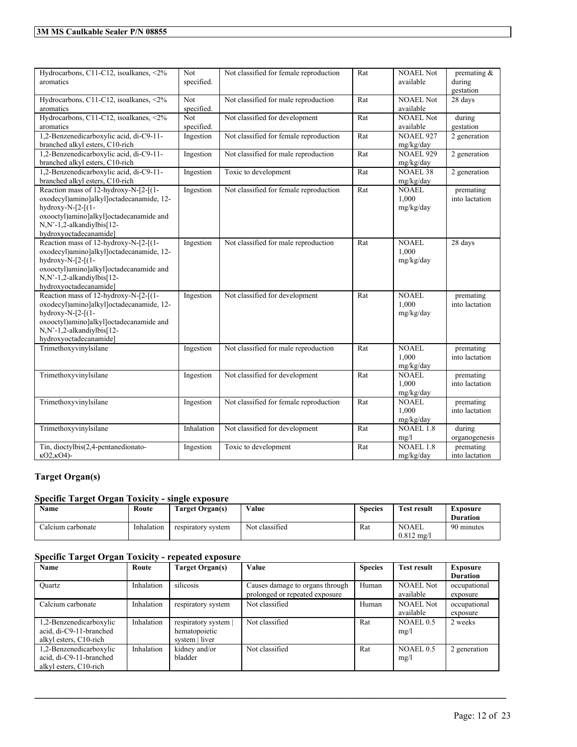| | | | | | |
|---|---|---|---|---|---|
| Hydrocarbons, C11-C12, isoalkanes, <2% aromatics | Not specified. | Not classified for female reproduction | Rat | NOAEL Not available | premating & during gestation |
| Hydrocarbons, C11-C12, isoalkanes, <2% aromatics | Not specified. | Not classified for male reproduction | Rat | NOAEL Not available | 28 days |
| Hydrocarbons, C11-C12, isoalkanes, <2% aromatics | Not specified. | Not classified for development | Rat | NOAEL Not available | during gestation |
| 1,2-Benzenedicarboxylic acid, di-C9-11-branched alkyl esters, C10-rich | Ingestion | Not classified for female reproduction | Rat | NOAEL 927 mg/kg/day | 2 generation |
| 1,2-Benzenedicarboxylic acid, di-C9-11-branched alkyl esters, C10-rich | Ingestion | Not classified for male reproduction | Rat | NOAEL 929 mg/kg/day | 2 generation |
| 1,2-Benzenedicarboxylic acid, di-C9-11-branched alkyl esters, C10-rich | Ingestion | Toxic to development | Rat | NOAEL 38 mg/kg/day | 2 generation |
| Reaction mass of 12-hydroxy-N-[2-[(1-oxodecyl)amino]alkyl]octadecanamide, 12-hydroxy-N-[2-[(1-oxooctyl)amino]alkyl]octadecanamide and N,N'-1,2-alkandiylbis[12-hydroxyoctadecanamide] | Ingestion | Not classified for female reproduction | Rat | NOAEL 1,000 mg/kg/day | premating into lactation |
| Reaction mass of 12-hydroxy-N-[2-[(1-oxodecyl)amino]alkyl]octadecanamide, 12-hydroxy-N-[2-[(1-oxooctyl)amino]alkyl]octadecanamide and N,N'-1,2-alkandiylbis[12-hydroxyoctadecanamide] | Ingestion | Not classified for male reproduction | Rat | NOAEL 1,000 mg/kg/day | 28 days |
| Reaction mass of 12-hydroxy-N-[2-[(1-oxodecyl)amino]alkyl]octadecanamide, 12-hydroxy-N-[2-[(1-oxooctyl)amino]alkyl]octadecanamide and N,N'-1,2-alkandiylbis[12-hydroxyoctadecanamide] | Ingestion | Not classified for development | Rat | NOAEL 1,000 mg/kg/day | premating into lactation |
| Trimethoxyvinylsilane | Ingestion | Not classified for male reproduction | Rat | NOAEL 1,000 mg/kg/day | premating into lactation |
| Trimethoxyvinylsilane | Ingestion | Not classified for development | Rat | NOAEL 1,000 mg/kg/day | premating into lactation |
| Trimethoxyvinylsilane | Ingestion | Not classified for female reproduction | Rat | NOAEL 1,000 mg/kg/day | premating into lactation |
| Trimethoxyvinylsilane | Inhalation | Not classified for development | Rat | NOAEL 1.8 mg/l | during organogenesis |
| Tin, dioctylbis(2,4-pentanedionato-κO2,κO4)- | Ingestion | Toxic to development | Rat | NOAEL 1.8 mg/kg/day | premating into lactation |

## Target Organ(s)

### Specific Target Organ Toxicity - single exposure

| Name | Route | Target Organ(s) | Value | Species | Test result | Exposure Duration |
|---|---|---|---|---|---|---|
| Calcium carbonate | Inhalation | respiratory system | Not classified | Rat | NOAEL 0.812 mg/l | 90 minutes |

### Specific Target Organ Toxicity - repeated exposure

| Name | Route | Target Organ(s) | Value | Species | Test result | Exposure Duration |
|---|---|---|---|---|---|---|
| Quartz | Inhalation | silicosis | Causes damage to organs through prolonged or repeated exposure | Human | NOAEL Not available | occupational exposure |
| Calcium carbonate | Inhalation | respiratory system | Not classified | Human | NOAEL Not available | occupational exposure |
| 1,2-Benzenedicarboxylic acid, di-C9-11-branched alkyl esters, C10-rich | Inhalation | respiratory system \| hematopoietic system \| liver | Not classified | Rat | NOAEL 0.5 mg/l | 2 weeks |
| 1,2-Benzenedicarboxylic acid, di-C9-11-branched alkyl esters, C10-rich | Inhalation | kidney and/or bladder | Not classified | Rat | NOAEL 0.5 mg/l | 2 generation |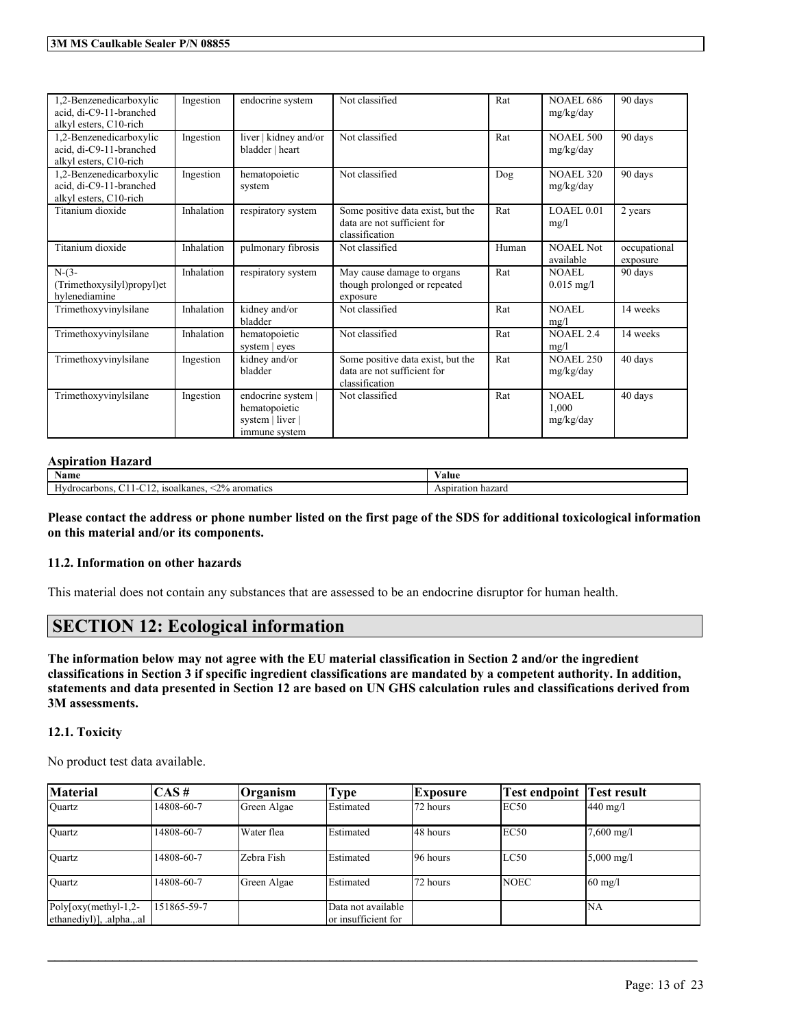| | | | | | | |
|---|---|---|---|---|---|---|
| 1,2-Benzenedicarboxylic acid, di-C9-11-branched alkyl esters, C10-rich | Ingestion | endocrine system | Not classified | Rat | NOAEL 686 mg/kg/day | 90 days |
| 1,2-Benzenedicarboxylic acid, di-C9-11-branched alkyl esters, C10-rich | Ingestion | liver \| kidney and/or bladder \| heart | Not classified | Rat | NOAEL 500 mg/kg/day | 90 days |
| 1,2-Benzenedicarboxylic acid, di-C9-11-branched alkyl esters, C10-rich | Ingestion | hematopoietic system | Not classified | Dog | NOAEL 320 mg/kg/day | 90 days |
| Titanium dioxide | Inhalation | respiratory system | Some positive data exist, but the data are not sufficient for classification | Rat | LOAEL 0.01 mg/l | 2 years |
| Titanium dioxide | Inhalation | pulmonary fibrosis | Not classified | Human | NOAEL Not available | occupational exposure |
| N-(3-(Trimethoxysilyl)propyl)ethylenediamine | Inhalation | respiratory system | May cause damage to organs though prolonged or repeated exposure | Rat | NOAEL 0.015 mg/l | 90 days |
| Trimethoxyvinylsilane | Inhalation | kidney and/or bladder | Not classified | Rat | NOAEL mg/l | 14 weeks |
| Trimethoxyvinylsilane | Inhalation | hematopoietic system \| eyes | Not classified | Rat | NOAEL 2.4 mg/l | 14 weeks |
| Trimethoxyvinylsilane | Ingestion | kidney and/or bladder | Some positive data exist, but the data are not sufficient for classification | Rat | NOAEL 250 mg/kg/day | 40 days |
| Trimethoxyvinylsilane | Ingestion | endocrine system \| hematopoietic system \| liver \| immune system | Not classified | Rat | NOAEL 1,000 mg/kg/day | 40 days |

**Aspiration Hazard**

| Name | Value |
|---|---|
| Hydrocarbons, C11-C12, isoalkanes, <2% aromatics | Aspiration hazard |

**Please contact the address or phone number listed on the first page of the SDS for additional toxicological information on this material and/or its components.**

### 11.2. Information on other hazards

This material does not contain any substances that are assessed to be an endocrine disruptor for human health.

## SECTION 12: Ecological information

**The information below may not agree with the EU material classification in Section 2 and/or the ingredient classifications in Section 3 if specific ingredient classifications are mandated by a competent authority. In addition, statements and data presented in Section 12 are based on UN GHS calculation rules and classifications derived from 3M assessments.**

### 12.1. Toxicity

No product test data available.

| Material | CAS # | Organism | Type | Exposure | Test endpoint | Test result |
|---|---|---|---|---|---|---|
| Quartz | 14808-60-7 | Green Algae | Estimated | 72 hours | EC50 | 440 mg/l |
| Quartz | 14808-60-7 | Water flea | Estimated | 48 hours | EC50 | 7,600 mg/l |
| Quartz | 14808-60-7 | Zebra Fish | Estimated | 96 hours | LC50 | 5,000 mg/l |
| Quartz | 14808-60-7 | Green Algae | Estimated | 72 hours | NOEC | 60 mg/l |
| Poly[oxy(methyl-1,2-ethanediyl)], .alpha.,.al | 151865-59-7 | | Data not available or insufficient for | | | NA |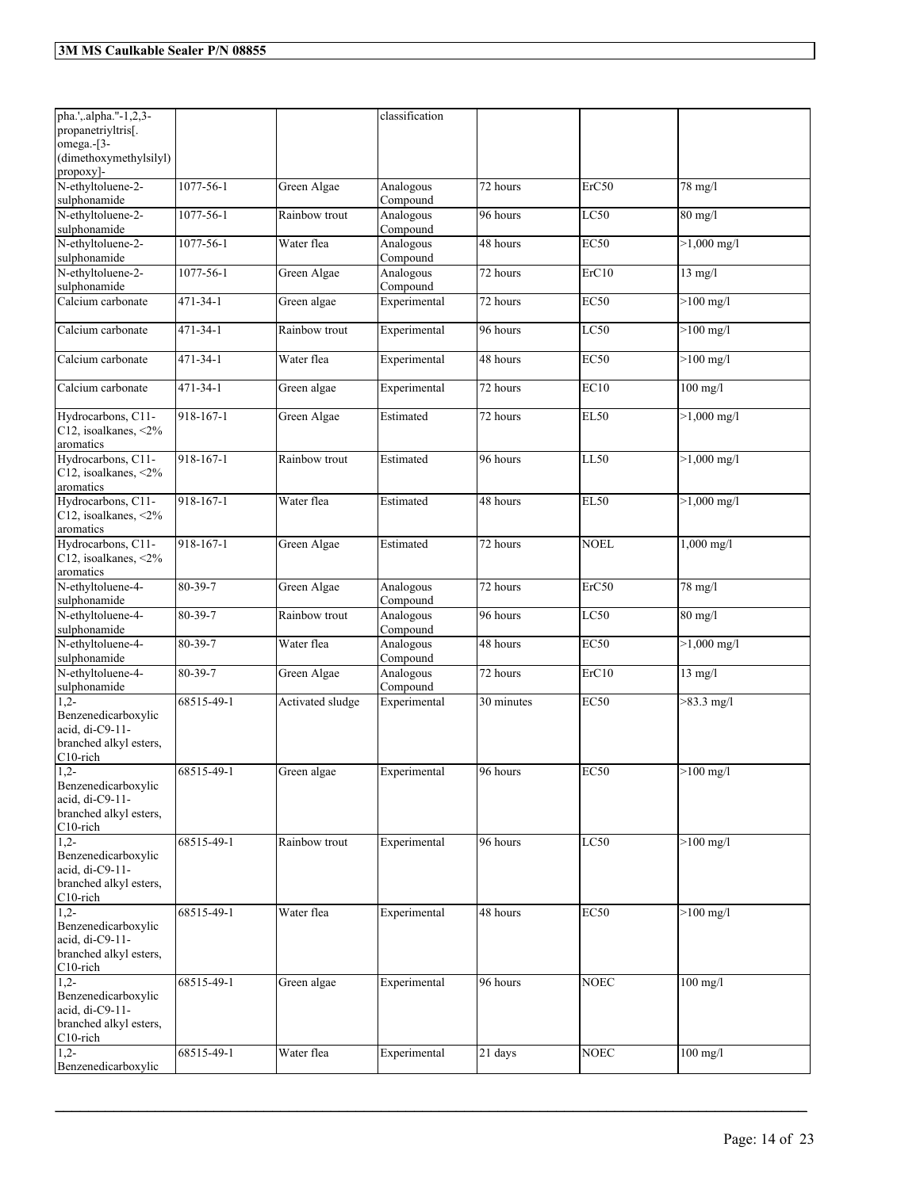| | | | | | | |
|---|---|---|---|---|---|---|
| pha.',.alpha."-1,2,3-propanetriyltris[.omega.-[3-(dimethoxymethylsilyl)propoxy]- | | | classification | | | |
| N-ethyltoluene-2-sulphonamide | 1077-56-1 | Green Algae | Analogous Compound | 72 hours | ErC50 | 78 mg/l |
| N-ethyltoluene-2-sulphonamide | 1077-56-1 | Rainbow trout | Analogous Compound | 96 hours | LC50 | 80 mg/l |
| N-ethyltoluene-2-sulphonamide | 1077-56-1 | Water flea | Analogous Compound | 48 hours | EC50 | >1,000 mg/l |
| N-ethyltoluene-2-sulphonamide | 1077-56-1 | Green Algae | Analogous Compound | 72 hours | ErC10 | 13 mg/l |
| Calcium carbonate | 471-34-1 | Green algae | Experimental | 72 hours | EC50 | >100 mg/l |
| Calcium carbonate | 471-34-1 | Rainbow trout | Experimental | 96 hours | LC50 | >100 mg/l |
| Calcium carbonate | 471-34-1 | Water flea | Experimental | 48 hours | EC50 | >100 mg/l |
| Calcium carbonate | 471-34-1 | Green algae | Experimental | 72 hours | EC10 | 100 mg/l |
| Hydrocarbons, C11-C12, isoalkanes, <2% aromatics | 918-167-1 | Green Algae | Estimated | 72 hours | EL50 | >1,000 mg/l |
| Hydrocarbons, C11-C12, isoalkanes, <2% aromatics | 918-167-1 | Rainbow trout | Estimated | 96 hours | LL50 | >1,000 mg/l |
| Hydrocarbons, C11-C12, isoalkanes, <2% aromatics | 918-167-1 | Water flea | Estimated | 48 hours | EL50 | >1,000 mg/l |
| Hydrocarbons, C11-C12, isoalkanes, <2% aromatics | 918-167-1 | Green Algae | Estimated | 72 hours | NOEL | 1,000 mg/l |
| N-ethyltoluene-4-sulphonamide | 80-39-7 | Green Algae | Analogous Compound | 72 hours | ErC50 | 78 mg/l |
| N-ethyltoluene-4-sulphonamide | 80-39-7 | Rainbow trout | Analogous Compound | 96 hours | LC50 | 80 mg/l |
| N-ethyltoluene-4-sulphonamide | 80-39-7 | Water flea | Analogous Compound | 48 hours | EC50 | >1,000 mg/l |
| N-ethyltoluene-4-sulphonamide | 80-39-7 | Green Algae | Analogous Compound | 72 hours | ErC10 | 13 mg/l |
| 1,2-Benzenedicarboxylic acid, di-C9-11-branched alkyl esters, C10-rich | 68515-49-1 | Activated sludge | Experimental | 30 minutes | EC50 | >83.3 mg/l |
| 1,2-Benzenedicarboxylic acid, di-C9-11-branched alkyl esters, C10-rich | 68515-49-1 | Green algae | Experimental | 96 hours | EC50 | >100 mg/l |
| 1,2-Benzenedicarboxylic acid, di-C9-11-branched alkyl esters, C10-rich | 68515-49-1 | Rainbow trout | Experimental | 96 hours | LC50 | >100 mg/l |
| 1,2-Benzenedicarboxylic acid, di-C9-11-branched alkyl esters, C10-rich | 68515-49-1 | Water flea | Experimental | 48 hours | EC50 | >100 mg/l |
| 1,2-Benzenedicarboxylic acid, di-C9-11-branched alkyl esters, C10-rich | 68515-49-1 | Green algae | Experimental | 96 hours | NOEC | 100 mg/l |
| 1,2-Benzenedicarboxylic | 68515-49-1 | Water flea | Experimental | 21 days | NOEC | 100 mg/l |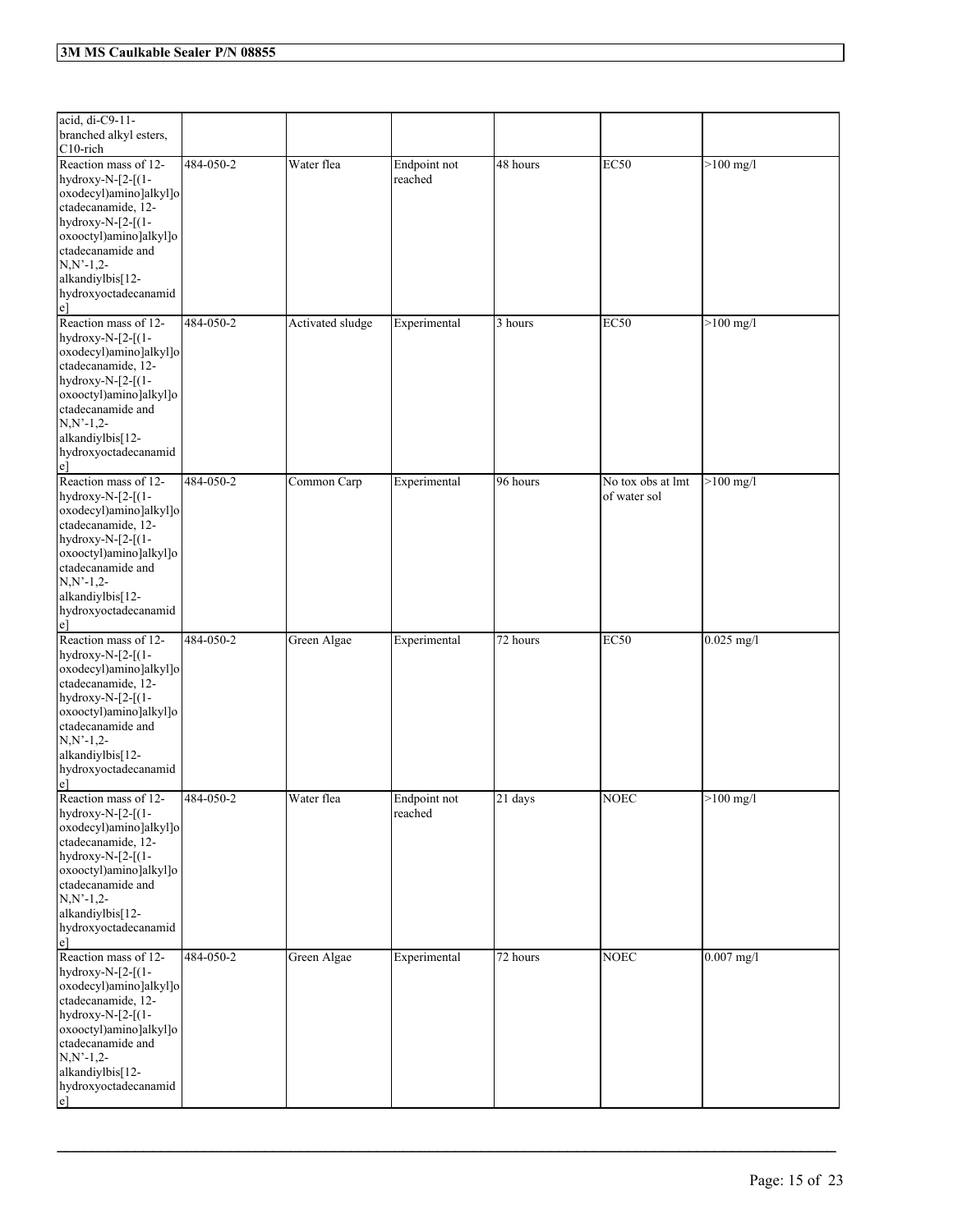| | | | | | | |
|---|---|---|---|---|---|---|
| acid, di-C9-11-branched alkyl esters, C10-rich | | | | | | |
| Reaction mass of 12-hydroxy-N-[2-[(1-oxodecyl)amino]alkyl]octadecanamide, 12-hydroxy-N-[2-[(1-oxooctyl)amino]alkyl]octadecanamide and N,N'-1,2-alkandiylbis[12-hydroxyoctadecanamide] | 484-050-2 | Water flea | Endpoint not reached | 48 hours | EC50 | >100 mg/l |
| Reaction mass of 12-hydroxy-N-[2-[(1-oxodecyl)amino]alkyl]octadecanamide, 12-hydroxy-N-[2-[(1-oxooctyl)amino]alkyl]octadecanamide and N,N'-1,2-alkandiylbis[12-hydroxyoctadecanamide] | 484-050-2 | Activated sludge | Experimental | 3 hours | EC50 | >100 mg/l |
| Reaction mass of 12-hydroxy-N-[2-[(1-oxodecyl)amino]alkyl]octadecanamide, 12-hydroxy-N-[2-[(1-oxooctyl)amino]alkyl]octadecanamide and N,N'-1,2-alkandiylbis[12-hydroxyoctadecanamide] | 484-050-2 | Common Carp | Experimental | 96 hours | No tox obs at lmt of water sol | >100 mg/l |
| Reaction mass of 12-hydroxy-N-[2-[(1-oxodecyl)amino]alkyl]octadecanamide, 12-hydroxy-N-[2-[(1-oxooctyl)amino]alkyl]octadecanamide and N,N'-1,2-alkandiylbis[12-hydroxyoctadecanamide] | 484-050-2 | Green Algae | Experimental | 72 hours | EC50 | 0.025 mg/l |
| Reaction mass of 12-hydroxy-N-[2-[(1-oxodecyl)amino]alkyl]octadecanamide, 12-hydroxy-N-[2-[(1-oxooctyl)amino]alkyl]octadecanamide and N,N'-1,2-alkandiylbis[12-hydroxyoctadecanamide] | 484-050-2 | Water flea | Endpoint not reached | 21 days | NOEC | >100 mg/l |
| Reaction mass of 12-hydroxy-N-[2-[(1-oxodecyl)amino]alkyl]octadecanamide, 12-hydroxy-N-[2-[(1-oxooctyl)amino]alkyl]octadecanamide and N,N'-1,2-alkandiylbis[12-hydroxyoctadecanamide] | 484-050-2 | Green Algae | Experimental | 72 hours | NOEC | 0.007 mg/l |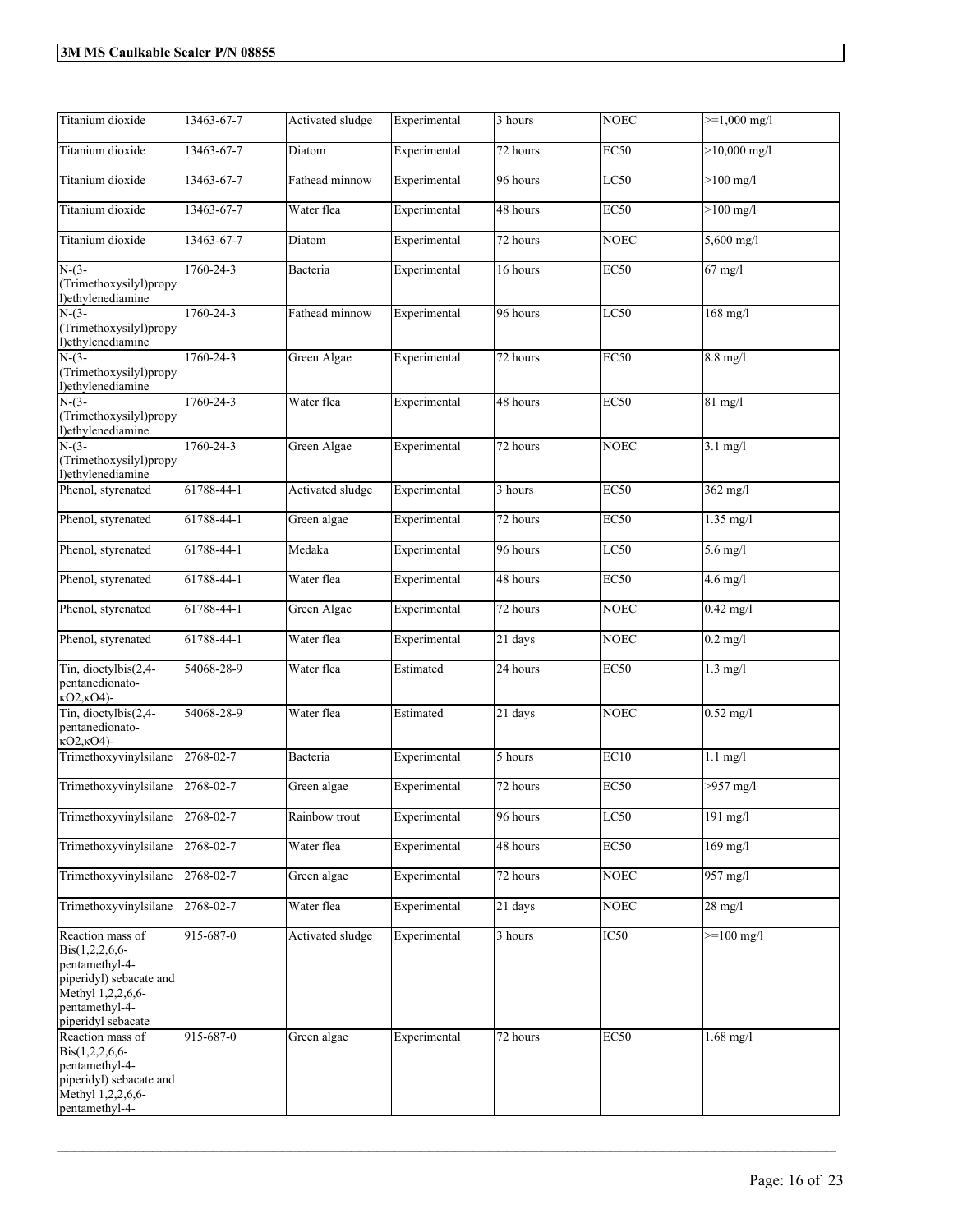| Titanium dioxide | 13463-67-7 | Activated sludge | Experimental | 3 hours | NOEC | >=1,000 mg/l |
|---|---|---|---|---|---|---|
| Titanium dioxide | 13463-67-7 | Diatom | Experimental | 72 hours | EC50 | >10,000 mg/l |
| Titanium dioxide | 13463-67-7 | Fathead minnow | Experimental | 96 hours | LC50 | >100 mg/l |
| Titanium dioxide | 13463-67-7 | Water flea | Experimental | 48 hours | EC50 | >100 mg/l |
| Titanium dioxide | 13463-67-7 | Diatom | Experimental | 72 hours | NOEC | 5,600 mg/l |
| N-(3-(Trimethoxysilyl)propyl)ethylenediamine | 1760-24-3 | Bacteria | Experimental | 16 hours | EC50 | 67 mg/l |
| N-(3-(Trimethoxysilyl)propyl)ethylenediamine | 1760-24-3 | Fathead minnow | Experimental | 96 hours | LC50 | 168 mg/l |
| N-(3-(Trimethoxysilyl)propyl)ethylenediamine | 1760-24-3 | Green Algae | Experimental | 72 hours | EC50 | 8.8 mg/l |
| N-(3-(Trimethoxysilyl)propyl)ethylenediamine | 1760-24-3 | Water flea | Experimental | 48 hours | EC50 | 81 mg/l |
| N-(3-(Trimethoxysilyl)propyl)ethylenediamine | 1760-24-3 | Green Algae | Experimental | 72 hours | NOEC | 3.1 mg/l |
| Phenol, styrenated | 61788-44-1 | Activated sludge | Experimental | 3 hours | EC50 | 362 mg/l |
| Phenol, styrenated | 61788-44-1 | Green algae | Experimental | 72 hours | EC50 | 1.35 mg/l |
| Phenol, styrenated | 61788-44-1 | Medaka | Experimental | 96 hours | LC50 | 5.6 mg/l |
| Phenol, styrenated | 61788-44-1 | Water flea | Experimental | 48 hours | EC50 | 4.6 mg/l |
| Phenol, styrenated | 61788-44-1 | Green Algae | Experimental | 72 hours | NOEC | 0.42 mg/l |
| Phenol, styrenated | 61788-44-1 | Water flea | Experimental | 21 days | NOEC | 0.2 mg/l |
| Tin, dioctylbis(2,4-pentanedionato-κO2,κO4)- | 54068-28-9 | Water flea | Estimated | 24 hours | EC50 | 1.3 mg/l |
| Tin, dioctylbis(2,4-pentanedionato-κO2,κO4)- | 54068-28-9 | Water flea | Estimated | 21 days | NOEC | 0.52 mg/l |
| Trimethoxyvinylsilane | 2768-02-7 | Bacteria | Experimental | 5 hours | EC10 | 1.1 mg/l |
| Trimethoxyvinylsilane | 2768-02-7 | Green algae | Experimental | 72 hours | EC50 | >957 mg/l |
| Trimethoxyvinylsilane | 2768-02-7 | Rainbow trout | Experimental | 96 hours | LC50 | 191 mg/l |
| Trimethoxyvinylsilane | 2768-02-7 | Water flea | Experimental | 48 hours | EC50 | 169 mg/l |
| Trimethoxyvinylsilane | 2768-02-7 | Green algae | Experimental | 72 hours | NOEC | 957 mg/l |
| Trimethoxyvinylsilane | 2768-02-7 | Water flea | Experimental | 21 days | NOEC | 28 mg/l |
| Reaction mass of Bis(1,2,2,6,6-pentamethyl-4-piperidyl) sebacate and Methyl 1,2,2,6,6-pentamethyl-4-piperidyl sebacate | 915-687-0 | Activated sludge | Experimental | 3 hours | IC50 | >=100 mg/l |
| Reaction mass of Bis(1,2,2,6,6-pentamethyl-4-piperidyl) sebacate and Methyl 1,2,2,6,6-pentamethyl-4- | 915-687-0 | Green algae | Experimental | 72 hours | EC50 | 1.68 mg/l |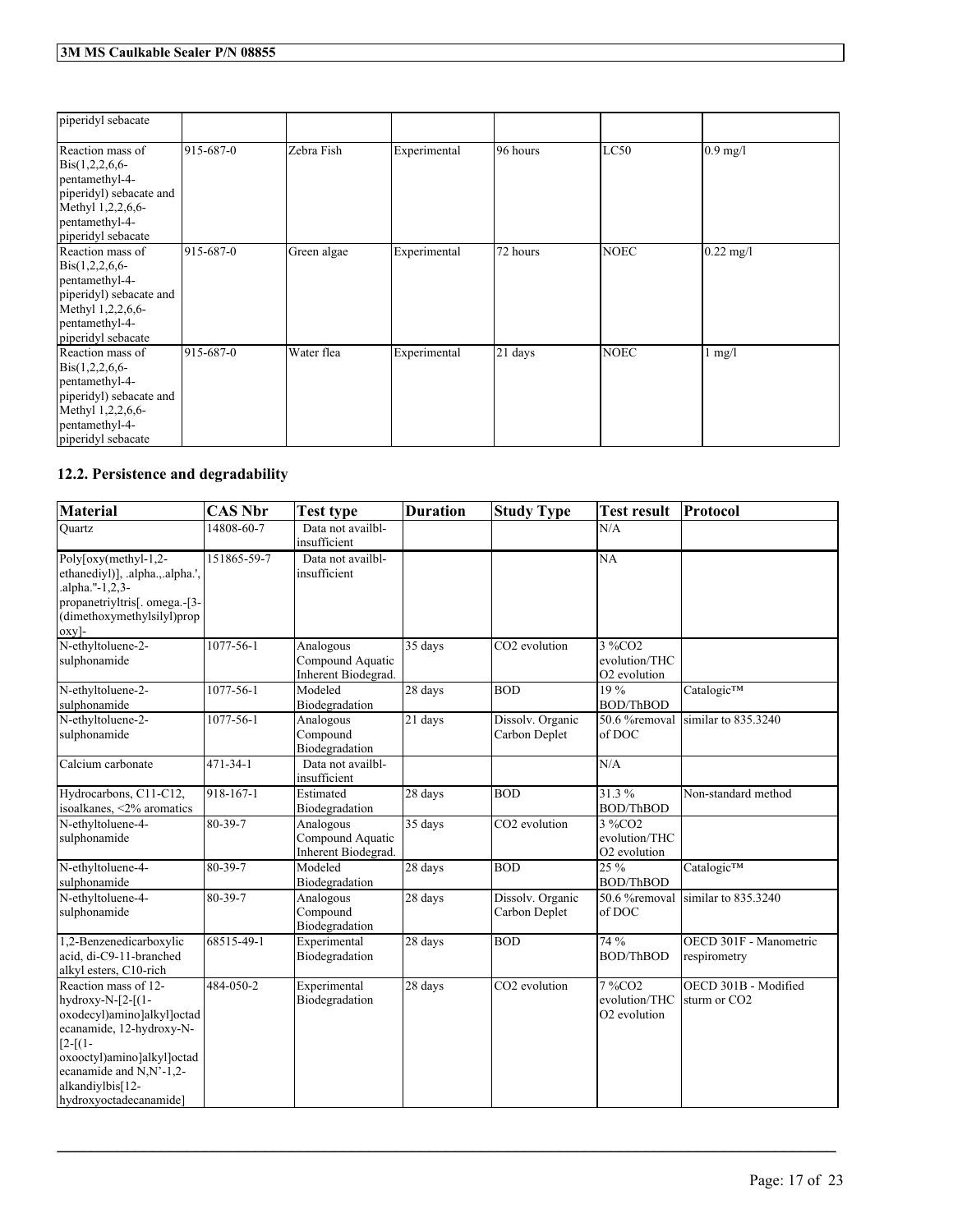| piperidyl sebacate | | | | | | |
|---|---|---|---|---|---|---|
| Reaction mass of Bis(1,2,2,6,6-pentamethyl-4-piperidyl) sebacate and Methyl 1,2,2,6,6-pentamethyl-4-piperidyl sebacate | 915-687-0 | Zebra Fish | Experimental | 96 hours | LC50 | 0.9 mg/l |
| Reaction mass of Bis(1,2,2,6,6-pentamethyl-4-piperidyl) sebacate and Methyl 1,2,2,6,6-pentamethyl-4-piperidyl sebacate | 915-687-0 | Green algae | Experimental | 72 hours | NOEC | 0.22 mg/l |
| Reaction mass of Bis(1,2,2,6,6-pentamethyl-4-piperidyl) sebacate and Methyl 1,2,2,6,6-pentamethyl-4-piperidyl sebacate | 915-687-0 | Water flea | Experimental | 21 days | NOEC | 1 mg/l |

## 12.2. Persistence and degradability

| Material | CAS Nbr | Test type | Duration | Study Type | Test result | Protocol |
|---|---|---|---|---|---|---|
| Quartz | 14808-60-7 | Data not availbl-insufficient | | | N/A | |
| Poly[oxy(methyl-1,2-ethanediyl)], .alpha.,.alpha.',.alpha."-1,2,3-propanetriyltris[. omega.-[3-(dimethoxymethylsilyl)propoxy]- | 151865-59-7 | Data not availbl-insufficient | | | NA | |
| N-ethyltoluene-2-sulphonamide | 1077-56-1 | Analogous Compound Aquatic Inherent Biodegrad. | 35 days | $CO_2$ evolution | 3 %$CO_2$ evolution/THC $O_2$ evolution | |
| N-ethyltoluene-2-sulphonamide | 1077-56-1 | Modeled Biodegradation | 28 days | BOD | 19 % BOD/ThBOD | Catalogic™ |
| N-ethyltoluene-2-sulphonamide | 1077-56-1 | Analogous Compound Biodegradation | 21 days | Dissolv. Organic Carbon Deplet | 50.6 %removal of DOC | similar to 835.3240 |
| Calcium carbonate | 471-34-1 | Data not availbl-insufficient | | | N/A | |
| Hydrocarbons, C11-C12, isoalkanes, <2% aromatics | 918-167-1 | Estimated Biodegradation | 28 days | BOD | 31.3 % BOD/ThBOD | Non-standard method |
| N-ethyltoluene-4-sulphonamide | 80-39-7 | Analogous Compound Aquatic Inherent Biodegrad. | 35 days | $CO_2$ evolution | 3 %$CO_2$ evolution/THC $O_2$ evolution | |
| N-ethyltoluene-4-sulphonamide | 80-39-7 | Modeled Biodegradation | 28 days | BOD | 25 % BOD/ThBOD | Catalogic™ |
| N-ethyltoluene-4-sulphonamide | 80-39-7 | Analogous Compound Biodegradation | 28 days | Dissolv. Organic Carbon Deplet | 50.6 %removal of DOC | similar to 835.3240 |
| 1,2-Benzenedicarboxylic acid, di-C9-11-branched alkyl esters, C10-rich | 68515-49-1 | Experimental Biodegradation | 28 days | BOD | 74 % BOD/ThBOD | OECD 301F - Manometric respirometry |
| Reaction mass of 12-hydroxy-N-[2-[(1-oxodecyl)amino]alkyl]octadecanamide, 12-hydroxy-N-[2-[(1-oxooctyl)amino]alkyl]octadecanamide and N,N'-1,2-alkandiylbis[12-hydroxyoctadecanamide] | 484-050-2 | Experimental Biodegradation | 28 days | $CO_2$ evolution | 7 %$CO_2$ evolution/THC $O_2$ evolution | OECD 301B - Modified sturm or $CO_2$ |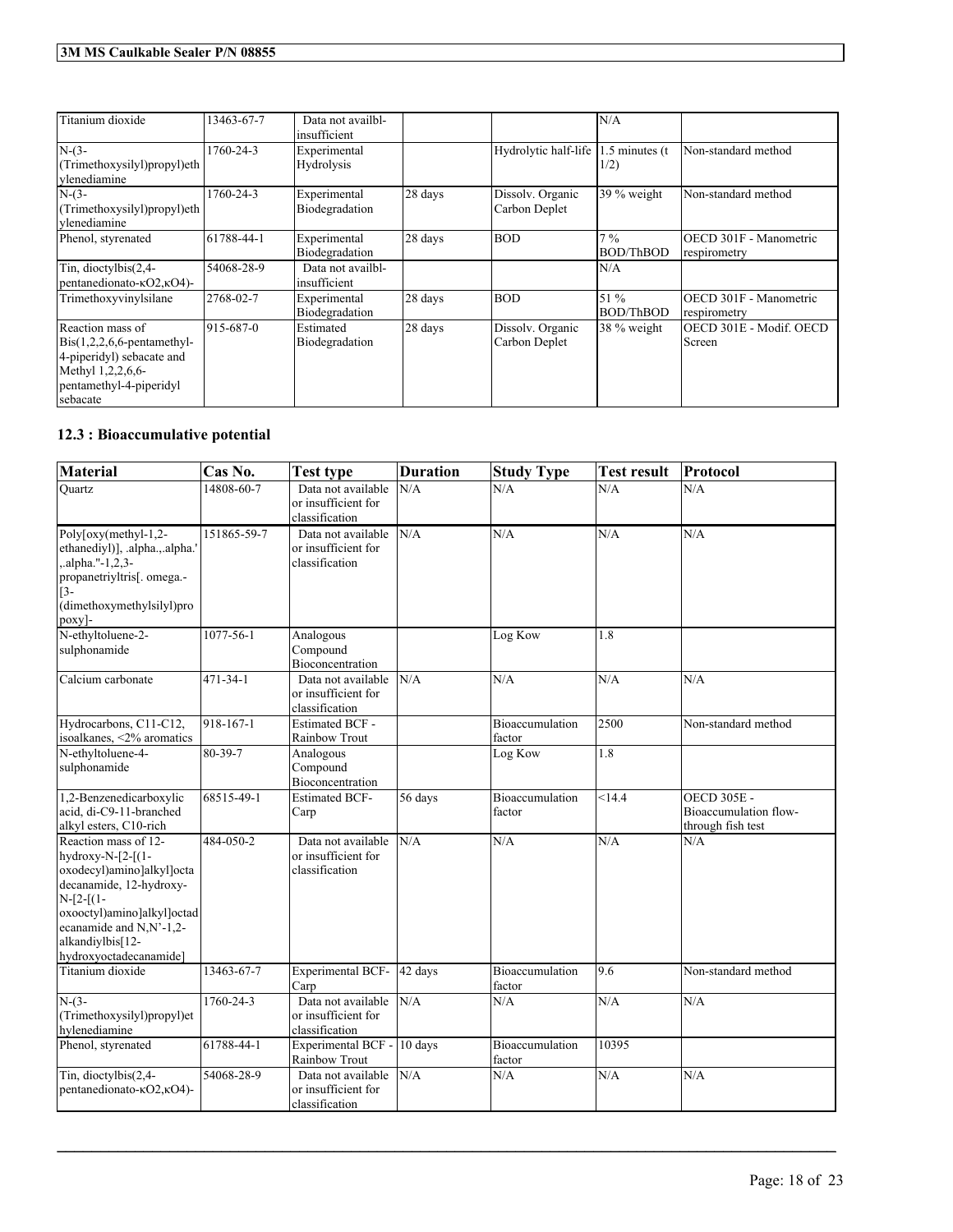| | | | | | | |
|---|---|---|---|---|---|---|
| Titanium dioxide | 13463-67-7 | Data not availbl-insufficient | | | N/A | |
| N-(3-(Trimethoxysilyl)propyl)ethylenediamine | 1760-24-3 | Experimental Hydrolysis | | Hydrolytic half-life | 1.5 minutes (t 1/2) | Non-standard method |
| N-(3-(Trimethoxysilyl)propyl)ethylenediamine | 1760-24-3 | Experimental Biodegradation | 28 days | Dissolv. Organic Carbon Deplet | 39 % weight | Non-standard method |
| Phenol, styrenated | 61788-44-1 | Experimental Biodegradation | 28 days | BOD | 7 % BOD/ThBOD | OECD 301F - Manometric respirometry |
| Tin, dioctylbis(2,4-pentanedionato-κO2,κO4)- | 54068-28-9 | Data not availbl-insufficient | | | N/A | |
| Trimethoxyvinylsilane | 2768-02-7 | Experimental Biodegradation | 28 days | BOD | 51 % BOD/ThBOD | OECD 301F - Manometric respirometry |
| Reaction mass of Bis(1,2,2,6,6-pentamethyl-4-piperidyl) sebacate and Methyl 1,2,2,6,6-pentamethyl-4-piperidyl sebacate | 915-687-0 | Estimated Biodegradation | 28 days | Dissolv. Organic Carbon Deplet | 38 % weight | OECD 301E - Modif. OECD Screen |

### 12.3 : Bioaccumulative potential

| Material | Cas No. | Test type | Duration | Study Type | Test result | Protocol |
|---|---|---|---|---|---|---|
| Quartz | 14808-60-7 | Data not available or insufficient for classification | N/A | N/A | N/A | N/A |
| Poly[oxy(methyl-1,2-ethanediyl)], .alpha.,.alpha.',.alpha.''-1,2,3-propanetriyltris[. omega.-[3-(dimethoxymethylsilyl)propoxy]- | 151865-59-7 | Data not available or insufficient for classification | N/A | N/A | N/A | N/A |
| N-ethyltoluene-2-sulphonamide | 1077-56-1 | Analogous Compound Bioconcentration | | Log Kow | 1.8 | |
| Calcium carbonate | 471-34-1 | Data not available or insufficient for classification | N/A | N/A | N/A | N/A |
| Hydrocarbons, C11-C12, isoalkanes, <2% aromatics | 918-167-1 | Estimated BCF - Rainbow Trout | | Bioaccumulation factor | 2500 | Non-standard method |
| N-ethyltoluene-4-sulphonamide | 80-39-7 | Analogous Compound Bioconcentration | | Log Kow | 1.8 | |
| 1,2-Benzenedicarboxylic acid, di-C9-11-branched alkyl esters, C10-rich | 68515-49-1 | Estimated BCF-Carp | 56 days | Bioaccumulation factor | <14.4 | OECD 305E - Bioaccumulation flow-through fish test |
| Reaction mass of 12-hydroxy-N-[2-[(1-oxodecyl)amino]alkyl]octadecanamide, 12-hydroxy-N-[2-[(1-oxooctyl)amino]alkyl]octadecanamide and N,N'-1,2-alkandiylbis[12-hydroxyoctadecanamide] | 484-050-2 | Data not available or insufficient for classification | N/A | N/A | N/A | N/A |
| Titanium dioxide | 13463-67-7 | Experimental BCF-Carp | 42 days | Bioaccumulation factor | 9.6 | Non-standard method |
| N-(3-(Trimethoxysilyl)propyl)ethylenediamine | 1760-24-3 | Data not available or insufficient for classification | N/A | N/A | N/A | N/A |
| Phenol, styrenated | 61788-44-1 | Experimental BCF - Rainbow Trout | 10 days | Bioaccumulation factor | 10395 | |
| Tin, dioctylbis(2,4-pentanedionato-κO2,κO4)- | 54068-28-9 | Data not available or insufficient for classification | N/A | N/A | N/A | N/A |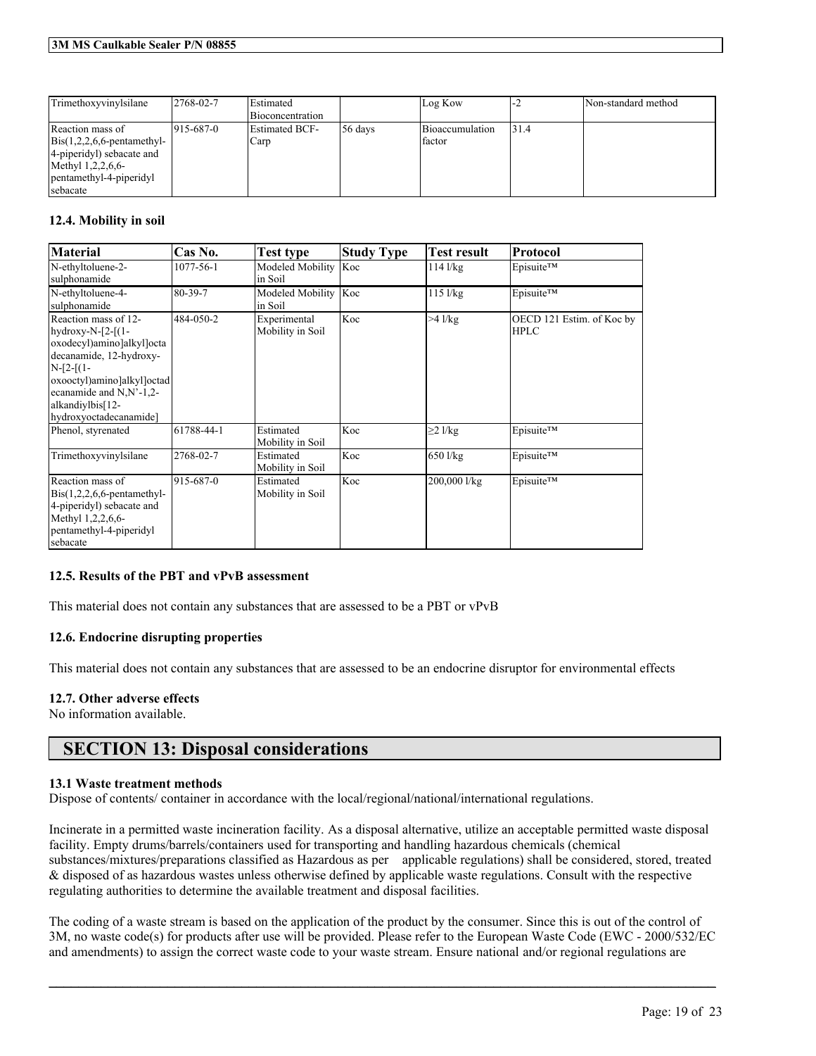| Trimethoxyvinylsilane | 2768-02-7 | Estimated Bioconcentration | | Log Kow | -2 | Non-standard method |
|---|---|---|---|---|---|---|
| Reaction mass of Bis(1,2,2,6,6-pentamethyl-4-piperidyl) sebacate and Methyl 1,2,2,6,6-pentamethyl-4-piperidyl sebacate | 915-687-0 | Estimated BCF-Carp | 56 days | Bioaccumulation factor | 31.4 | |

### 12.4. Mobility in soil

| Material | Cas No. | Test type | Study Type | Test result | Protocol |
|---|---|---|---|---|---|
| N-ethyltoluene-2-sulphonamide | 1077-56-1 | Modeled Mobility in Soil | Koc | 114 l/kg | Episuite™ |
| N-ethyltoluene-4-sulphonamide | 80-39-7 | Modeled Mobility in Soil | Koc | 115 l/kg | Episuite™ |
| Reaction mass of 12-hydroxy-N-[2-[(1-oxodecyl)amino]alkyl]octadecanamide, 12-hydroxy-N-[2-[(1-oxooctyl)amino]alkyl]octadecanamide and N,N'-1,2-alkandiylbis[12-hydroxyoctadecanamide] | 484-050-2 | Experimental Mobility in Soil | Koc | >4 l/kg | OECD 121 Estim. of Koc by HPLC |
| Phenol, styrenated | 61788-44-1 | Estimated Mobility in Soil | Koc | ≥2 l/kg | Episuite™ |
| Trimethoxyvinylsilane | 2768-02-7 | Estimated Mobility in Soil | Koc | 650 l/kg | Episuite™ |
| Reaction mass of Bis(1,2,2,6,6-pentamethyl-4-piperidyl) sebacate and Methyl 1,2,2,6,6-pentamethyl-4-piperidyl sebacate | 915-687-0 | Estimated Mobility in Soil | Koc | 200,000 l/kg | Episuite™ |

### 12.5. Results of the PBT and vPvB assessment

This material does not contain any substances that are assessed to be a PBT or vPvB

### 12.6. Endocrine disrupting properties

This material does not contain any substances that are assessed to be an endocrine disruptor for environmental effects

### 12.7. Other adverse effects

No information available.

## SECTION 13: Disposal considerations

### 13.1 Waste treatment methods

Dispose of contents/ container in accordance with the local/regional/national/international regulations.

Incinerate in a permitted waste incineration facility. As a disposal alternative, utilize an acceptable permitted waste disposal facility. Empty drums/barrels/containers used for transporting and handling hazardous chemicals (chemical substances/mixtures/preparations classified as Hazardous as per applicable regulations) shall be considered, stored, treated & disposed of as hazardous wastes unless otherwise defined by applicable waste regulations. Consult with the respective regulating authorities to determine the available treatment and disposal facilities.

The coding of a waste stream is based on the application of the product by the consumer. Since this is out of the control of 3M, no waste code(s) for products after use will be provided. Please refer to the European Waste Code (EWC - 2000/532/EC and amendments) to assign the correct waste code to your waste stream. Ensure national and/or regional regulations are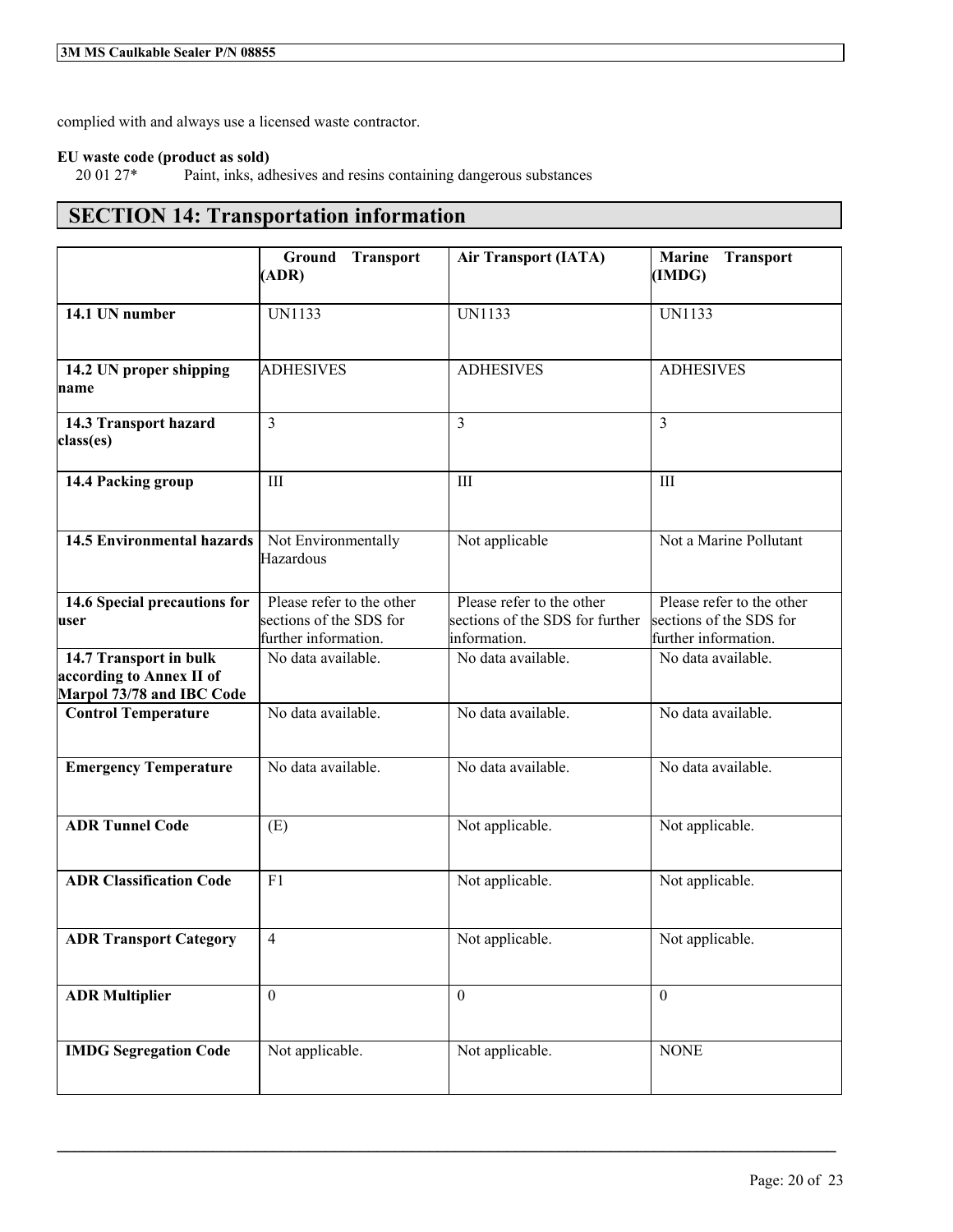complied with and always use a licensed waste contractor.

**EU waste code (product as sold)**

20 01 27* Paint, inks, adhesives and resins containing dangerous substances

## SECTION 14: Transportation information

| | Ground Transport (ADR) | Air Transport (IATA) | Marine Transport (IMDG) |
|---|---|---|---|
| **14.1 UN number** | UN1133 | UN1133 | UN1133 |
| **14.2 UN proper shipping name** | ADHESIVES | ADHESIVES | ADHESIVES |
| **14.3 Transport hazard class(es)** | 3 | 3 | 3 |
| **14.4 Packing group** | III | III | III |
| **14.5 Environmental hazards** | Not Environmentally Hazardous | Not applicable | Not a Marine Pollutant |
| **14.6 Special precautions for user** | Please refer to the other sections of the SDS for further information. | Please refer to the other sections of the SDS for further information. | Please refer to the other sections of the SDS for further information. |
| **14.7 Transport in bulk according to Annex II of Marpol 73/78 and IBC Code** | No data available. | No data available. | No data available. |
| **Control Temperature** | No data available. | No data available. | No data available. |
| **Emergency Temperature** | No data available. | No data available. | No data available. |
| **ADR Tunnel Code** | (E) | Not applicable. | Not applicable. |
| **ADR Classification Code** | F1 | Not applicable. | Not applicable. |
| **ADR Transport Category** | 4 | Not applicable. | Not applicable. |
| **ADR Multiplier** | 0 | 0 | 0 |
| **IMDG Segregation Code** | Not applicable. | Not applicable. | NONE |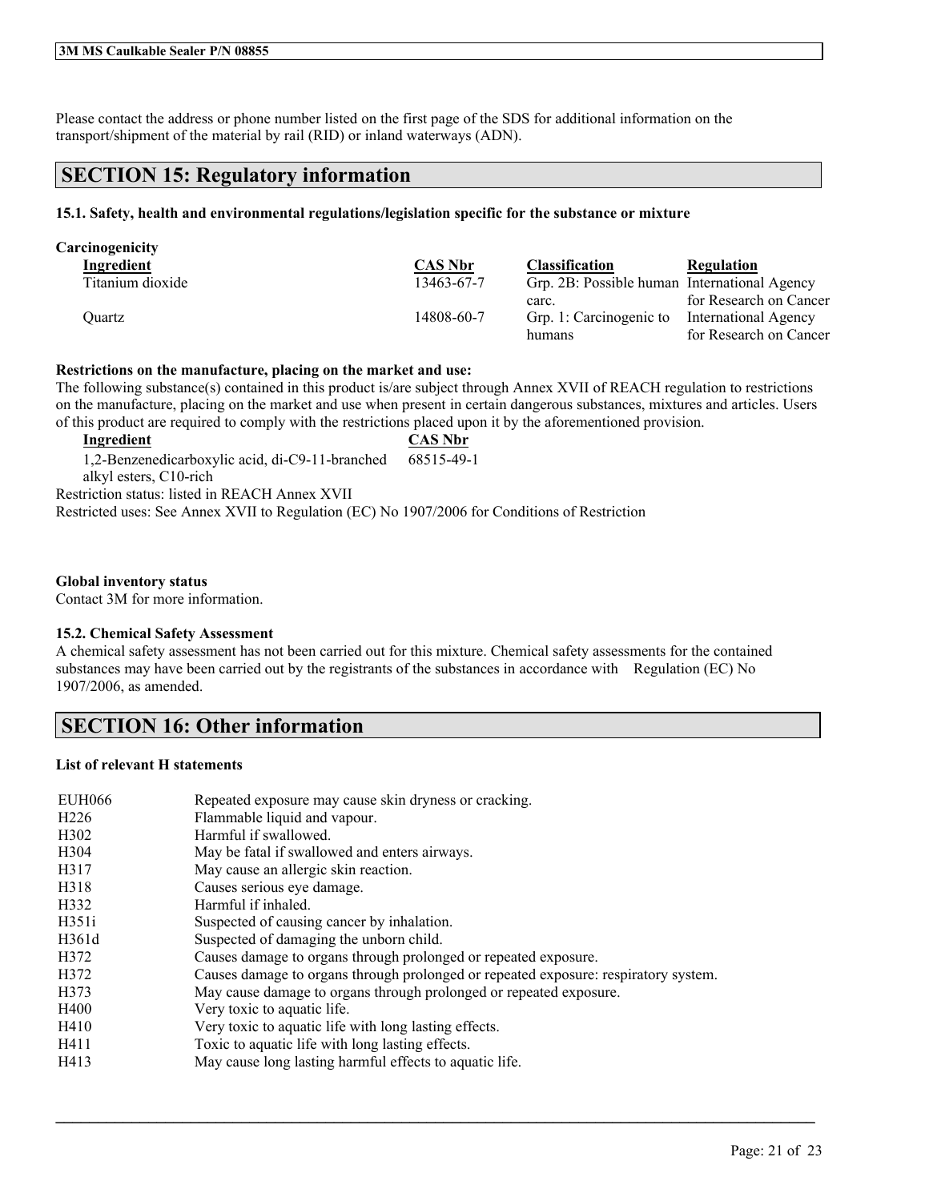Please contact the address or phone number listed on the first page of the SDS for additional information on the transport/shipment of the material by rail (RID) or inland waterways (ADN).

## SECTION 15: Regulatory information

### 15.1. Safety, health and environmental regulations/legislation specific for the substance or mixture

**Carcinogenicity**

| Ingredient | CAS Nbr | Classification | Regulation |
|---|---|---|---|
| Titanium dioxide | 13463-67-7 | Grp. 2B: Possible human carc. | International Agency for Research on Cancer |
| Quartz | 14808-60-7 | Grp. 1: Carcinogenic to humans | International Agency for Research on Cancer |

**Restrictions on the manufacture, placing on the market and use:**

The following substance(s) contained in this product is/are subject through Annex XVII of REACH regulation to restrictions on the manufacture, placing on the market and use when present in certain dangerous substances, mixtures and articles. Users of this product are required to comply with the restrictions placed upon it by the aforementioned provision.

| Ingredient | CAS Nbr |
|---|---|
| 1,2-Benzenedicarboxylic acid, di-C9-11-branched alkyl esters, C10-rich | 68515-49-1 |

Restriction status: listed in REACH Annex XVII
Restricted uses: See Annex XVII to Regulation (EC) No 1907/2006 for Conditions of Restriction

**Global inventory status**

Contact 3M for more information.

**15.2. Chemical Safety Assessment**

A chemical safety assessment has not been carried out for this mixture. Chemical safety assessments for the contained substances may have been carried out by the registrants of the substances in accordance with Regulation (EC) No 1907/2006, as amended.

## SECTION 16: Other information

**List of relevant H statements**

| | |
|---|---|
| EUH066 | Repeated exposure may cause skin dryness or cracking. |
| H226 | Flammable liquid and vapour. |
| H302 | Harmful if swallowed. |
| H304 | May be fatal if swallowed and enters airways. |
| H317 | May cause an allergic skin reaction. |
| H318 | Causes serious eye damage. |
| H332 | Harmful if inhaled. |
| H351i | Suspected of causing cancer by inhalation. |
| H361d | Suspected of damaging the unborn child. |
| H372 | Causes damage to organs through prolonged or repeated exposure. |
| H372 | Causes damage to organs through prolonged or repeated exposure: respiratory system. |
| H373 | May cause damage to organs through prolonged or repeated exposure. |
| H400 | Very toxic to aquatic life. |
| H410 | Very toxic to aquatic life with long lasting effects. |
| H411 | Toxic to aquatic life with long lasting effects. |
| H413 | May cause long lasting harmful effects to aquatic life. |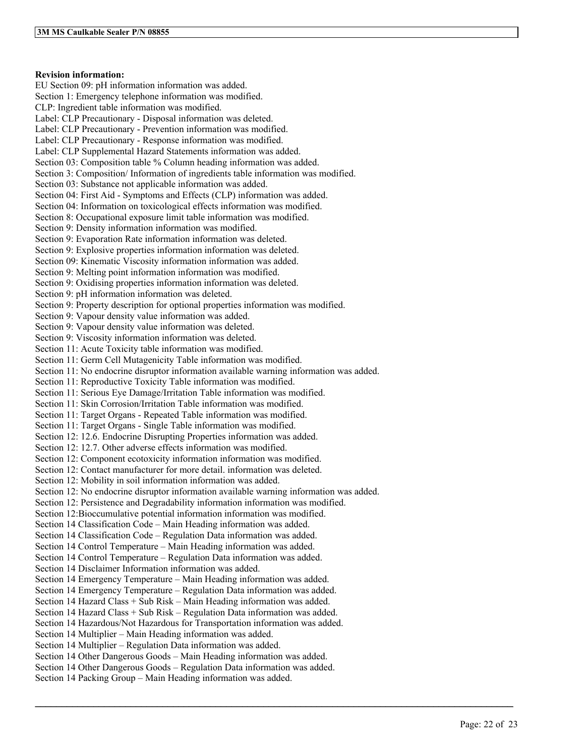**Revision information:**

EU Section 09: pH information information was added.
Section 1: Emergency telephone information was modified.
CLP: Ingredient table information was modified.
Label: CLP Precautionary - Disposal information was deleted.
Label: CLP Precautionary - Prevention information was modified.
Label: CLP Precautionary - Response information was modified.
Label: CLP Supplemental Hazard Statements information was added.
Section 03: Composition table % Column heading information was added.
Section 3: Composition/ Information of ingredients table information was modified.
Section 03: Substance not applicable information was added.
Section 04: First Aid - Symptoms and Effects (CLP) information was added.
Section 04: Information on toxicological effects information was modified.
Section 8: Occupational exposure limit table information was modified.
Section 9: Density information information was modified.
Section 9: Evaporation Rate information information was deleted.
Section 9: Explosive properties information information was deleted.
Section 09: Kinematic Viscosity information information was added.
Section 9: Melting point information information was modified.
Section 9: Oxidising properties information information was deleted.
Section 9: pH information information was deleted.
Section 9: Property description for optional properties information was modified.
Section 9: Vapour density value information was added.
Section 9: Vapour density value information was deleted.
Section 9: Viscosity information information was deleted.
Section 11: Acute Toxicity table information was modified.
Section 11: Germ Cell Mutagenicity Table information was modified.
Section 11: No endocrine disruptor information available warning information was added.
Section 11: Reproductive Toxicity Table information was modified.
Section 11: Serious Eye Damage/Irritation Table information was modified.
Section 11: Skin Corrosion/Irritation Table information was modified.
Section 11: Target Organs - Repeated Table information was modified.
Section 11: Target Organs - Single Table information was modified.
Section 12: 12.6. Endocrine Disrupting Properties information was added.
Section 12: 12.7. Other adverse effects information was modified.
Section 12: Component ecotoxicity information information was modified.
Section 12: Contact manufacturer for more detail. information was deleted.
Section 12: Mobility in soil information information was added.
Section 12: No endocrine disruptor information available warning information was added.
Section 12: Persistence and Degradability information information was modified.
Section 12:Bioccumulative potential information information was modified.
Section 14 Classification Code – Main Heading information was added.
Section 14 Classification Code – Regulation Data information was added.
Section 14 Control Temperature – Main Heading information was added.
Section 14 Control Temperature – Regulation Data information was added.
Section 14 Disclaimer Information information was added.
Section 14 Emergency Temperature – Main Heading information was added.
Section 14 Emergency Temperature – Regulation Data information was added.
Section 14 Hazard Class + Sub Risk – Main Heading information was added.
Section 14 Hazard Class + Sub Risk – Regulation Data information was added.
Section 14 Hazardous/Not Hazardous for Transportation information was added.
Section 14 Multiplier – Main Heading information was added.
Section 14 Multiplier – Regulation Data information was added.
Section 14 Other Dangerous Goods – Main Heading information was added.
Section 14 Other Dangerous Goods – Regulation Data information was added.
Section 14 Packing Group – Main Heading information was added.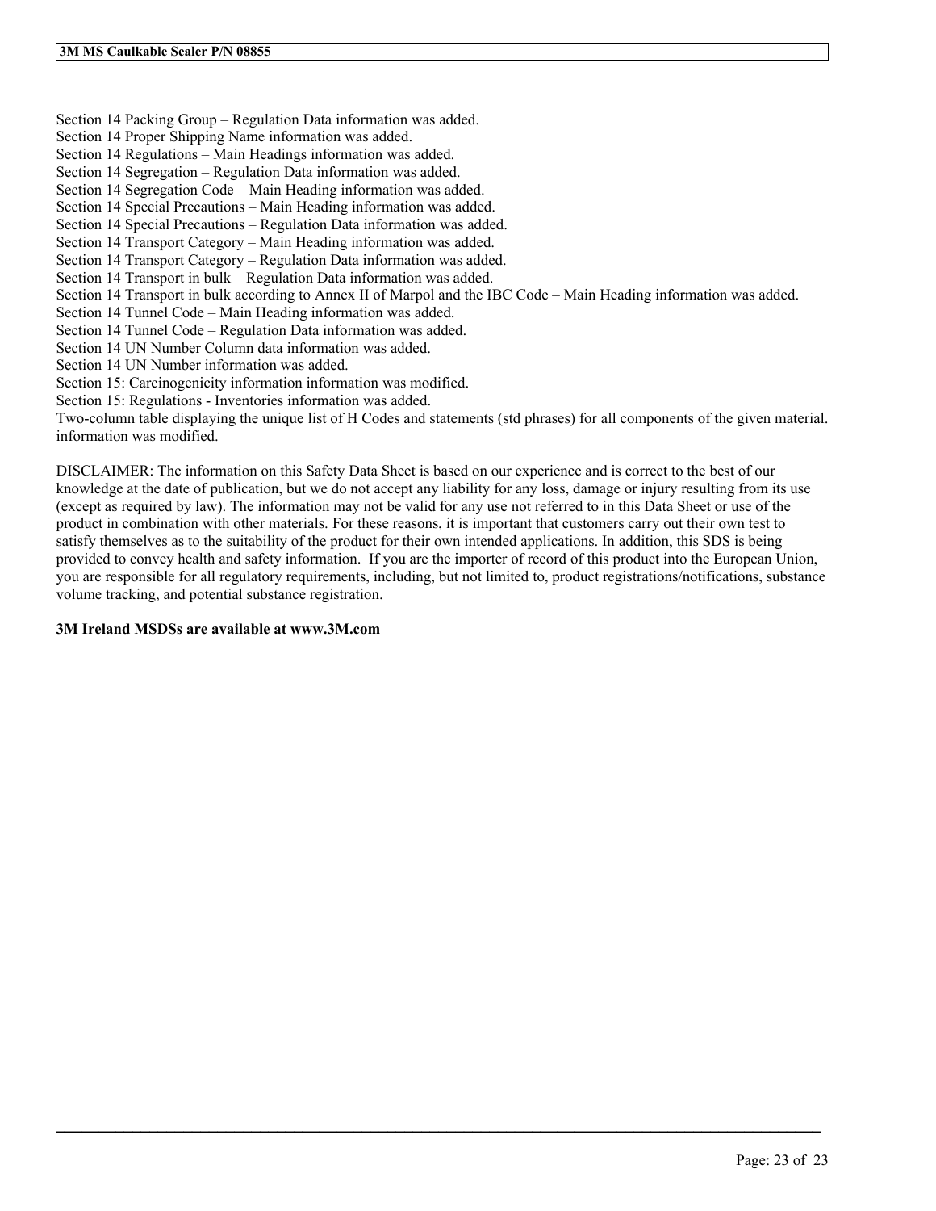Section 14 Packing Group – Regulation Data information was added.
Section 14 Proper Shipping Name information was added.
Section 14 Regulations – Main Headings information was added.
Section 14 Segregation – Regulation Data information was added.
Section 14 Segregation Code – Main Heading information was added.
Section 14 Special Precautions – Main Heading information was added.
Section 14 Special Precautions – Regulation Data information was added.
Section 14 Transport Category – Main Heading information was added.
Section 14 Transport Category – Regulation Data information was added.
Section 14 Transport in bulk – Regulation Data information was added.
Section 14 Transport in bulk according to Annex II of Marpol and the IBC Code – Main Heading information was added.
Section 14 Tunnel Code – Main Heading information was added.
Section 14 Tunnel Code – Regulation Data information was added.
Section 14 UN Number Column data information was added.
Section 14 UN Number information was added.
Section 15: Carcinogenicity information information was modified.
Section 15: Regulations - Inventories information was added.
Two-column table displaying the unique list of H Codes and statements (std phrases) for all components of the given material. information was modified.

DISCLAIMER: The information on this Safety Data Sheet is based on our experience and is correct to the best of our knowledge at the date of publication, but we do not accept any liability for any loss, damage or injury resulting from its use (except as required by law). The information may not be valid for any use not referred to in this Data Sheet or use of the product in combination with other materials. For these reasons, it is important that customers carry out their own test to satisfy themselves as to the suitability of the product for their own intended applications. In addition, this SDS is being provided to convey health and safety information. If you are the importer of record of this product into the European Union, you are responsible for all regulatory requirements, including, but not limited to, product registrations/notifications, substance volume tracking, and potential substance registration.

**3M Ireland MSDSs are available at www.3M.com**